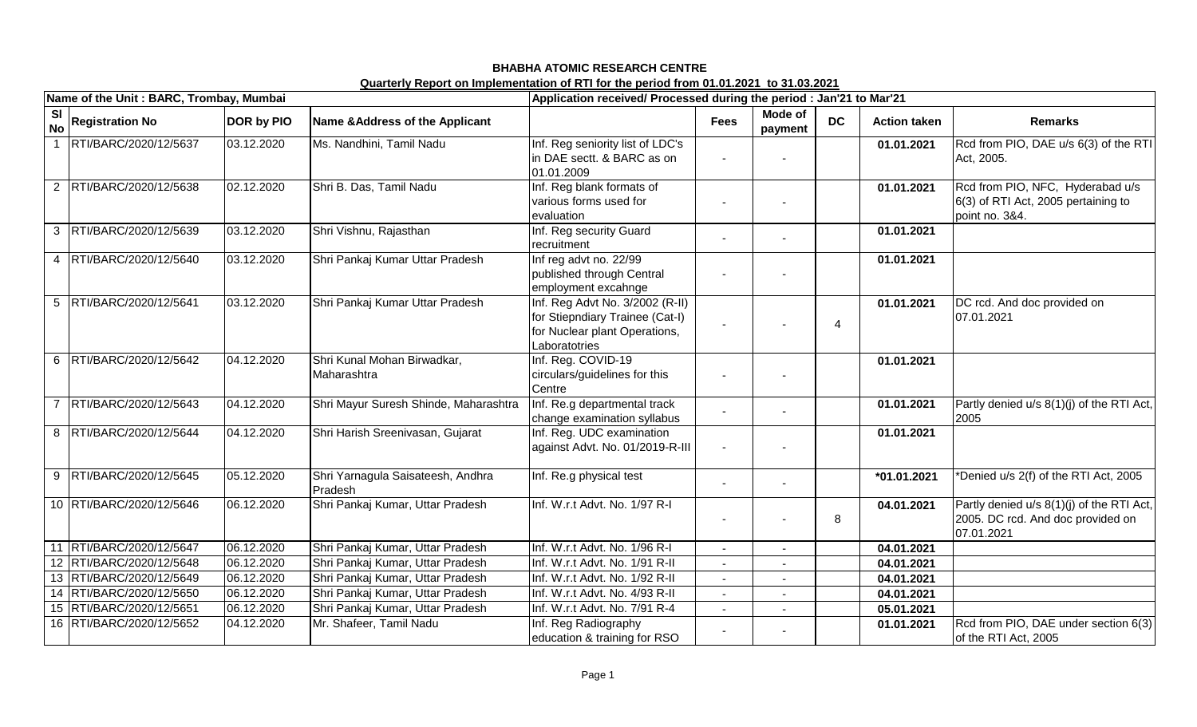**BHABHA ATOMIC RESEARCH CENTRE**

**Quarterly Report on Implementation of RTI for the period from 01.01.2021 to 31.03.2021**

| Name of the Unit : BARC, Trombay, Mumbai | | | | Application received/ Processed during the period : Jan'21 to Mar'21 | | | | | |
|---|---|---|---|---|---|---|---|---|---|
| Sl No | Registration No | DOR by PIO | Name &Address of the Applicant | | Fees | Mode of payment | DC | Action taken | Remarks |
| 1 | RTI/BARC/2020/12/5637 | 03.12.2020 | Ms. Nandhini, Tamil Nadu | Inf. Reg seniority list of LDC's in DAE sectt. & BARC as on 01.01.2009 | - | - | | 01.01.2021 | Rcd from PIO, DAE u/s 6(3) of the RTI Act, 2005. |
| 2 | RTI/BARC/2020/12/5638 | 02.12.2020 | Shri B. Das, Tamil Nadu | Inf. Reg blank formats of various forms used for evaluation | - | - | | 01.01.2021 | Rcd from PIO, NFC, Hyderabad u/s 6(3) of RTI Act, 2005 pertaining to point no. 3&4. |
| 3 | RTI/BARC/2020/12/5639 | 03.12.2020 | Shri Vishnu, Rajasthan | Inf. Reg security Guard recruitment | - | - | | 01.01.2021 | |
| 4 | RTI/BARC/2020/12/5640 | 03.12.2020 | Shri Pankaj Kumar Uttar Pradesh | Inf reg advt no. 22/99 published through Central employment excahnge | - | - | | 01.01.2021 | |
| 5 | RTI/BARC/2020/12/5641 | 03.12.2020 | Shri Pankaj Kumar Uttar Pradesh | Inf. Reg Advt No. 3/2002 (R-II) for Stiepndiary Trainee (Cat-I) for Nuclear plant Operations, Laboratotries | - | - | 4 | 01.01.2021 | DC rcd. And doc provided on 07.01.2021 |
| 6 | RTI/BARC/2020/12/5642 | 04.12.2020 | Shri Kunal Mohan Birwadkar, Maharashtra | Inf. Reg. COVID-19 circulars/guidelines for this Centre | - | - | | 01.01.2021 | |
| 7 | RTI/BARC/2020/12/5643 | 04.12.2020 | Shri Mayur Suresh Shinde, Maharashtra | Inf. Re.g departmental track change examination syllabus | - | - | | 01.01.2021 | Partly denied u/s 8(1)(j) of the RTI Act, 2005 |
| 8 | RTI/BARC/2020/12/5644 | 04.12.2020 | Shri Harish Sreenivasan, Gujarat | Inf. Reg. UDC examination against Advt. No. 01/2019-R-III | - | - | | 01.01.2021 | |
| 9 | RTI/BARC/2020/12/5645 | 05.12.2020 | Shri Yarnagula Saisateesh, Andhra Pradesh | Inf. Re.g physical test | - | - | | *01.01.2021 | *Denied u/s 2(f) of the RTI Act, 2005 |
| 10 | RTI/BARC/2020/12/5646 | 06.12.2020 | Shri Pankaj Kumar, Uttar Pradesh | Inf. W.r.t Advt. No. 1/97 R-I | - | - | 8 | 04.01.2021 | Partly denied u/s 8(1)(j) of the RTI Act, 2005. DC rcd. And doc provided on 07.01.2021 |
| 11 | RTI/BARC/2020/12/5647 | 06.12.2020 | Shri Pankaj Kumar, Uttar Pradesh | Inf. W.r.t Advt. No. 1/96 R-I | - | - | | 04.01.2021 | |
| 12 | RTI/BARC/2020/12/5648 | 06.12.2020 | Shri Pankaj Kumar, Uttar Pradesh | Inf. W.r.t Advt. No. 1/91 R-II | - | - | | 04.01.2021 | |
| 13 | RTI/BARC/2020/12/5649 | 06.12.2020 | Shri Pankaj Kumar, Uttar Pradesh | Inf. W.r.t Advt. No. 1/92 R-II | - | - | | 04.01.2021 | |
| 14 | RTI/BARC/2020/12/5650 | 06.12.2020 | Shri Pankaj Kumar, Uttar Pradesh | Inf. W.r.t Advt. No. 4/93 R-II | - | - | | 04.01.2021 | |
| 15 | RTI/BARC/2020/12/5651 | 06.12.2020 | Shri Pankaj Kumar, Uttar Pradesh | Inf. W.r.t Advt. No. 7/91 R-4 | - | - | | 05.01.2021 | |
| 16 | RTI/BARC/2020/12/5652 | 04.12.2020 | Mr. Shafeer, Tamil Nadu | Inf. Reg Radiography education & training for RSO | - | - | | 01.01.2021 | Rcd from PIO, DAE under section 6(3) of the RTI Act, 2005 |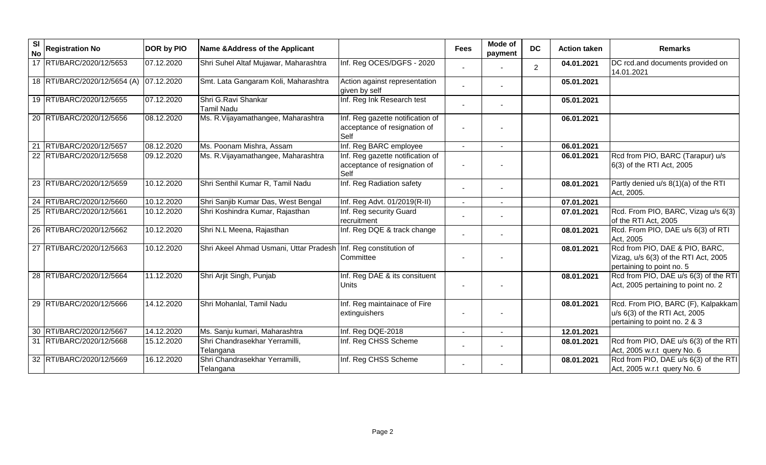| Sl No | Registration No | DOR by PIO | Name &Address of the Applicant | | Fees | Mode of payment | DC | Action taken | Remarks |
|---|---|---|---|---|---|---|---|---|---|
| 17 | RTI/BARC/2020/12/5653 | 07.12.2020 | Shri Suhel Altaf Mujawar, Maharashtra | Inf. Reg OCES/DGFS - 2020 | - | - | 2 | 04.01.2021 | DC rcd.and documents provided on 14.01.2021 |
| 18 | RTI/BARC/2020/12/5654 (A) | 07.12.2020 | Smt. Lata Gangaram Koli, Maharashtra | Action against representation given by self | - | - | | 05.01.2021 | |
| 19 | RTI/BARC/2020/12/5655 | 07.12.2020 | Shri G.Ravi Shankar Tamil Nadu | Inf. Reg Ink Research test | - | - | | 05.01.2021 | |
| 20 | RTI/BARC/2020/12/5656 | 08.12.2020 | Ms. R.Vijayamathangee, Maharashtra | Inf. Reg gazette notification of acceptance of resignation of Self | - | - | | 06.01.2021 | |
| 21 | RTI/BARC/2020/12/5657 | 08.12.2020 | Ms. Poonam Mishra, Assam | Inf. Reg BARC employee | - | - | | 06.01.2021 | |
| 22 | RTI/BARC/2020/12/5658 | 09.12.2020 | Ms. R.Vijayamathangee, Maharashtra | Inf. Reg gazette notification of acceptance of resignation of Self | - | - | | 06.01.2021 | Rcd from PIO, BARC (Tarapur) u/s 6(3) of the RTI Act, 2005 |
| 23 | RTI/BARC/2020/12/5659 | 10.12.2020 | Shri Senthil Kumar R, Tamil Nadu | Inf. Reg Radiation safety | - | - | | 08.01.2021 | Partly denied u/s 8(1)(a) of the RTI Act, 2005. |
| 24 | RTI/BARC/2020/12/5660 | 10.12.2020 | Shri Sanjib Kumar Das, West Bengal | Inf. Reg Advt. 01/2019(R-II) | - | - | | 07.01.2021 | |
| 25 | RTI/BARC/2020/12/5661 | 10.12.2020 | Shri Koshindra Kumar, Rajasthan | Inf. Reg security Guard recruitment | - | - | | 07.01.2021 | Rcd. From PIO, BARC, Vizag u/s 6(3) of the RTI Act, 2005 |
| 26 | RTI/BARC/2020/12/5662 | 10.12.2020 | Shri N.L Meena, Rajasthan | Inf. Reg DQE & track change | - | - | | 08.01.2021 | Rcd. From PIO, DAE u/s 6(3) of RTI Act, 2005 |
| 27 | RTI/BARC/2020/12/5663 | 10.12.2020 | Shri Akeel Ahmad Usmani, Uttar Pradesh | Inf. Reg constitution of Committee | - | - | | 08.01.2021 | Rcd from PIO, DAE & PIO, BARC, Vizag, u/s 6(3) of the RTI Act, 2005 pertaining to point no. 5 |
| 28 | RTI/BARC/2020/12/5664 | 11.12.2020 | Shri Arjit Singh, Punjab | Inf. Reg DAE & its consituent Units | - | - | | 08.01.2021 | Rcd from PIO, DAE u/s 6(3) of the RTI Act, 2005 pertaining to point no. 2 |
| 29 | RTI/BARC/2020/12/5666 | 14.12.2020 | Shri Mohanlal, Tamil Nadu | Inf. Reg maintainace of Fire extinguishers | - | - | | 08.01.2021 | Rcd. From PIO, BARC (F), Kalpakkam u/s 6(3) of the RTI Act, 2005 pertaining to point no. 2 & 3 |
| 30 | RTI/BARC/2020/12/5667 | 14.12.2020 | Ms. Sanju kumari, Maharashtra | Inf. Reg DQE-2018 | - | - | | 12.01.2021 | |
| 31 | RTI/BARC/2020/12/5668 | 15.12.2020 | Shri Chandrasekhar Yerramilli, Telangana | Inf. Reg CHSS Scheme | - | - | | 08.01.2021 | Rcd from PIO, DAE u/s 6(3) of the RTI Act, 2005 w.r.t query No. 6 |
| 32 | RTI/BARC/2020/12/5669 | 16.12.2020 | Shri Chandrasekhar Yerramilli, Telangana | Inf. Reg CHSS Scheme | - | - | | 08.01.2021 | Rcd from PIO, DAE u/s 6(3) of the RTI Act, 2005 w.r.t query No. 6 |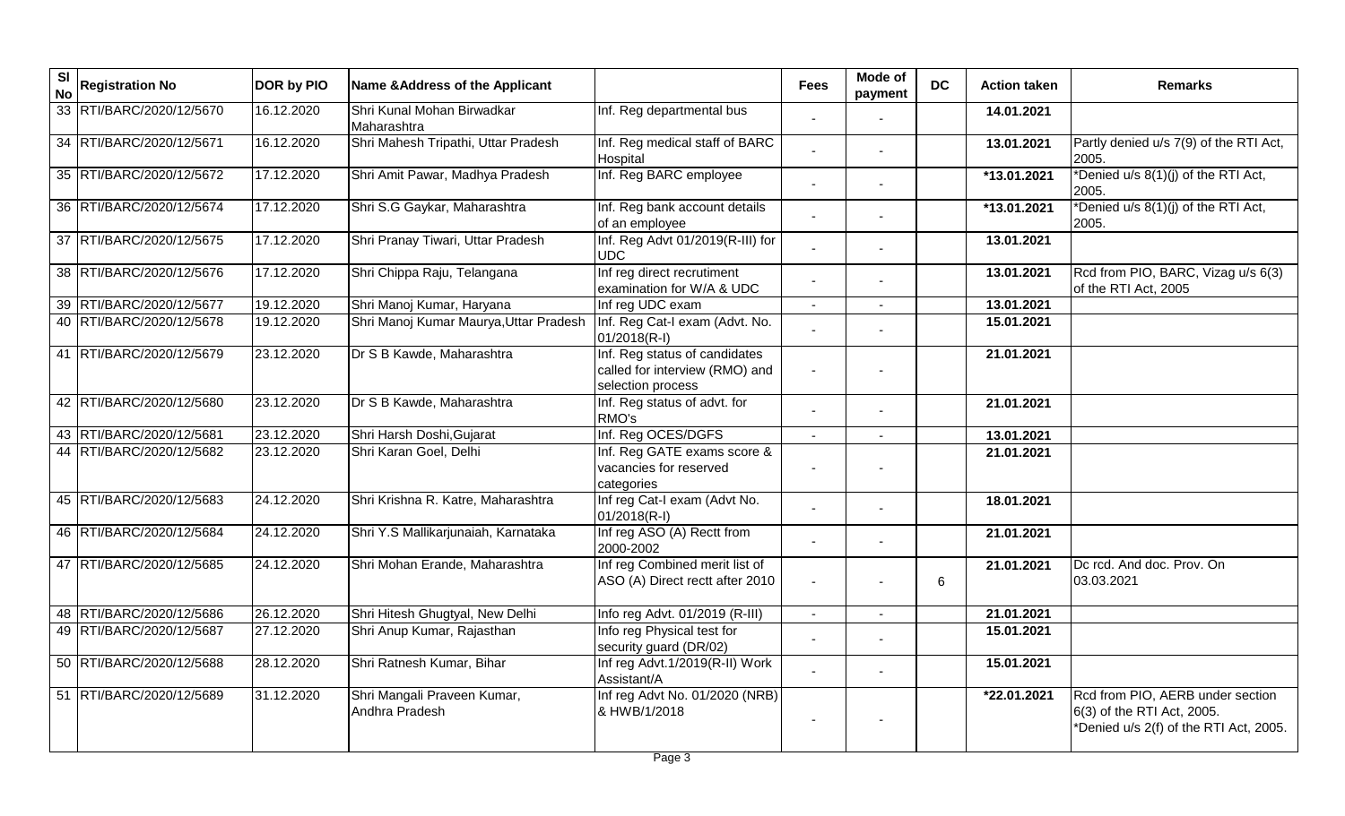| Sl No | Registration No | DOR by PIO | Name &Address of the Applicant | | Fees | Mode of payment | DC | Action taken | Remarks |
|---|---|---|---|---|---|---|---|---|---|
| 33 | RTI/BARC/2020/12/5670 | 16.12.2020 | Shri Kunal Mohan Birwadkar Maharashtra | Inf. Reg departmental bus | - | - | | **14.01.2021** | |
| 34 | RTI/BARC/2020/12/5671 | 16.12.2020 | Shri Mahesh Tripathi, Uttar Pradesh | Inf. Reg medical staff of BARC Hospital | - | - | | **13.01.2021** | Partly denied u/s 7(9) of the RTI Act, 2005. |
| 35 | RTI/BARC/2020/12/5672 | 17.12.2020 | Shri Amit Pawar, Madhya Pradesh | Inf. Reg BARC employee | - | - | | **\*13.01.2021** | \*Denied u/s 8(1)(j) of the RTI Act, 2005. |
| 36 | RTI/BARC/2020/12/5674 | 17.12.2020 | Shri S.G Gaykar, Maharashtra | Inf. Reg bank account details of an employee | - | - | | **\*13.01.2021** | \*Denied u/s 8(1)(j) of the RTI Act, 2005. |
| 37 | RTI/BARC/2020/12/5675 | 17.12.2020 | Shri Pranay Tiwari, Uttar Pradesh | Inf. Reg Advt 01/2019(R-III) for UDC | - | - | | **13.01.2021** | |
| 38 | RTI/BARC/2020/12/5676 | 17.12.2020 | Shri Chippa Raju, Telangana | Inf reg direct recrutiment examination for W/A & UDC | - | - | | **13.01.2021** | Rcd from PIO, BARC, Vizag u/s 6(3) of the RTI Act, 2005 |
| 39 | RTI/BARC/2020/12/5677 | 19.12.2020 | Shri Manoj Kumar, Haryana | Inf reg UDC exam | - | - | | **13.01.2021** | |
| 40 | RTI/BARC/2020/12/5678 | 19.12.2020 | Shri Manoj Kumar Maurya,Uttar Pradesh | Inf. Reg Cat-I exam (Advt. No. 01/2018(R-I) | - | - | | **15.01.2021** | |
| 41 | RTI/BARC/2020/12/5679 | 23.12.2020 | Dr S B Kawde, Maharashtra | Inf. Reg status of candidates called for interview (RMO) and selection process | - | - | | **21.01.2021** | |
| 42 | RTI/BARC/2020/12/5680 | 23.12.2020 | Dr S B Kawde, Maharashtra | Inf. Reg status of advt. for RMO's | - | - | | **21.01.2021** | |
| 43 | RTI/BARC/2020/12/5681 | 23.12.2020 | Shri Harsh Doshi,Gujarat | Inf. Reg OCES/DGFS | - | - | | **13.01.2021** | |
| 44 | RTI/BARC/2020/12/5682 | 23.12.2020 | Shri Karan Goel, Delhi | Inf. Reg GATE exams score & vacancies for reserved categories | - | - | | **21.01.2021** | |
| 45 | RTI/BARC/2020/12/5683 | 24.12.2020 | Shri Krishna R. Katre, Maharashtra | Inf reg Cat-I exam (Advt No. 01/2018(R-I) | - | - | | **18.01.2021** | |
| 46 | RTI/BARC/2020/12/5684 | 24.12.2020 | Shri Y.S Mallikarjunaiah, Karnataka | Inf reg ASO (A) Rectt from 2000-2002 | - | - | | **21.01.2021** | |
| 47 | RTI/BARC/2020/12/5685 | 24.12.2020 | Shri Mohan Erande, Maharashtra | Inf reg Combined merit list of ASO (A) Direct rectt after 2010 | - | - | 6 | **21.01.2021** | Dc rcd. And doc. Prov. On 03.03.2021 |
| 48 | RTI/BARC/2020/12/5686 | 26.12.2020 | Shri Hitesh Ghugtyal, New Delhi | Info reg Advt. 01/2019 (R-III) | - | - | | **21.01.2021** | |
| 49 | RTI/BARC/2020/12/5687 | 27.12.2020 | Shri Anup Kumar, Rajasthan | Info reg Physical test for security guard (DR/02) | - | - | | **15.01.2021** | |
| 50 | RTI/BARC/2020/12/5688 | 28.12.2020 | Shri Ratnesh Kumar, Bihar | Inf reg Advt.1/2019(R-II) Work Assistant/A | - | - | | **15.01.2021** | |
| 51 | RTI/BARC/2020/12/5689 | 31.12.2020 | Shri Mangali Praveen Kumar, Andhra Pradesh | Inf reg Advt No. 01/2020 (NRB) & HWB/1/2018 | - | - | | **\*22.01.2021** | Rcd from PIO, AERB under section 6(3) of the RTI Act, 2005. \*Denied u/s 2(f) of the RTI Act, 2005. |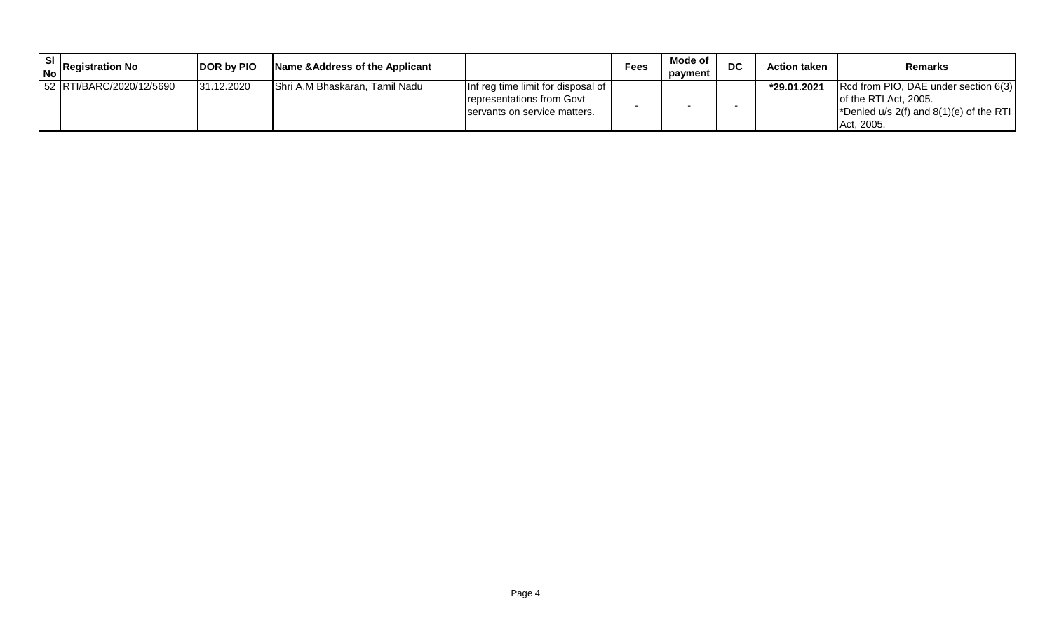| Sl No | Registration No | DOR by PIO | Name &Address of the Applicant | | Fees | Mode of payment | DC | Action taken | Remarks |
|---|---|---|---|---|---|---|---|---|---|
| 52 | RTI/BARC/2020/12/5690 | 31.12.2020 | Shri A.M Bhaskaran, Tamil Nadu | Inf reg time limit for disposal of representations from Govt servants on service matters. | - | - | - | **\*29.01.2021** | Rcd from PIO, DAE under section 6(3) of the RTI Act, 2005. \*Denied u/s 2(f) and 8(1)(e) of the RTI Act, 2005. |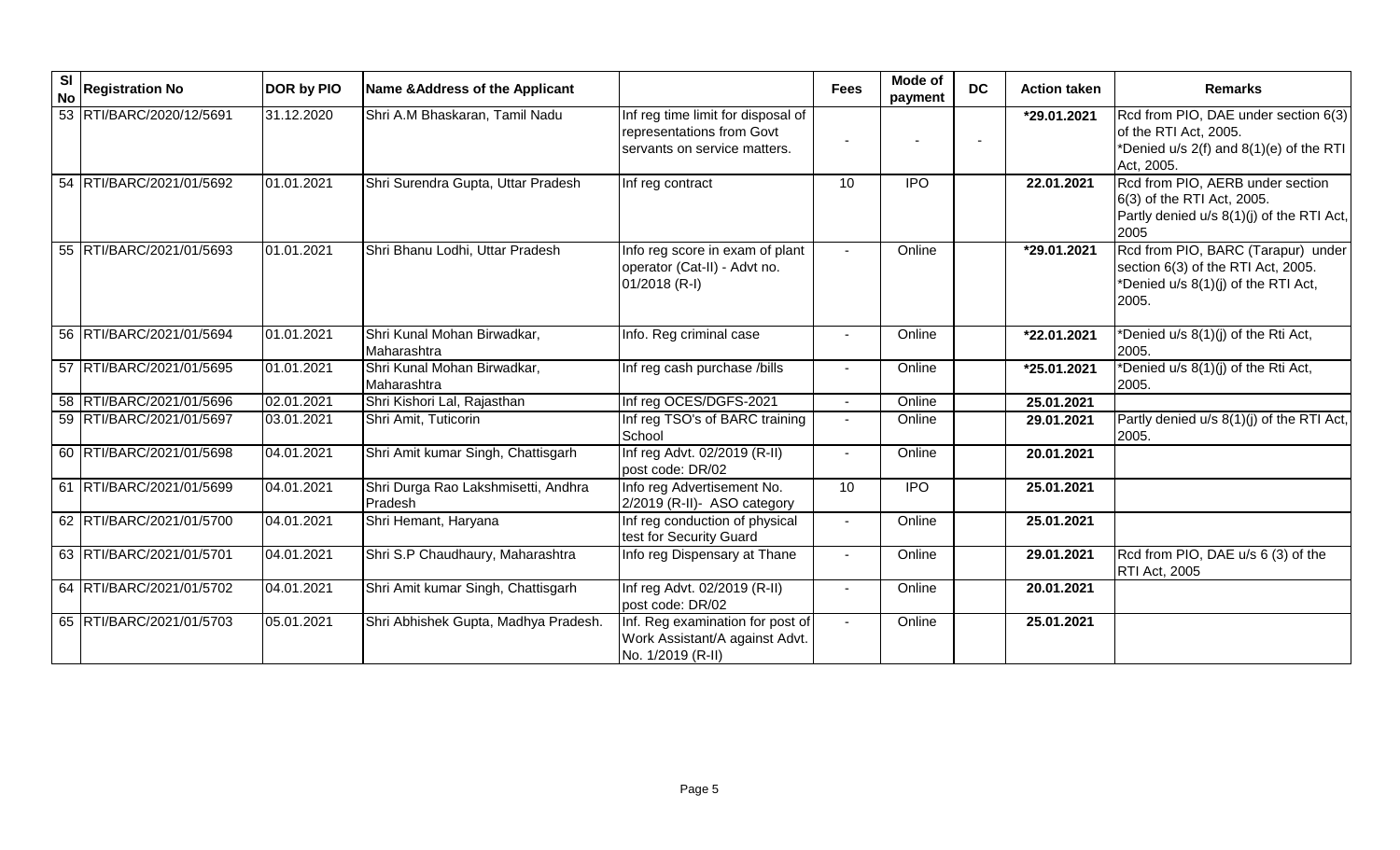| Sl No | Registration No | DOR by PIO | Name &Address of the Applicant | | Fees | Mode of payment | DC | Action taken | Remarks |
|---|---|---|---|---|---|---|---|---|---|
| 53 | RTI/BARC/2020/12/5691 | 31.12.2020 | Shri A.M Bhaskaran, Tamil Nadu | Inf reg time limit for disposal of representations from Govt servants on service matters. | - | - | - | **\*29.01.2021** | Rcd from PIO, DAE under section 6(3) of the RTI Act, 2005. *Denied u/s 2(f) and 8(1)(e) of the RTI Act, 2005. |
| 54 | RTI/BARC/2021/01/5692 | 01.01.2021 | Shri Surendra Gupta, Uttar Pradesh | Inf reg contract | 10 | IPO | | **22.01.2021** | Rcd from PIO, AERB under section 6(3) of the RTI Act, 2005. Partly denied u/s 8(1)(j) of the RTI Act, 2005 |
| 55 | RTI/BARC/2021/01/5693 | 01.01.2021 | Shri Bhanu Lodhi, Uttar Pradesh | Info reg score in exam of plant operator (Cat-II) - Advt no. 01/2018 (R-I) | - | Online | | **\*29.01.2021** | Rcd from PIO, BARC (Tarapur) under section 6(3) of the RTI Act, 2005. *Denied u/s 8(1)(j) of the RTI Act, 2005. |
| 56 | RTI/BARC/2021/01/5694 | 01.01.2021 | Shri Kunal Mohan Birwadkar, Maharashtra | Info. Reg criminal case | - | Online | | **\*22.01.2021** | *Denied u/s 8(1)(j) of the Rti Act, 2005. |
| 57 | RTI/BARC/2021/01/5695 | 01.01.2021 | Shri Kunal Mohan Birwadkar, Maharashtra | Inf reg cash purchase /bills | - | Online | | **\*25.01.2021** | *Denied u/s 8(1)(j) of the Rti Act, 2005. |
| 58 | RTI/BARC/2021/01/5696 | 02.01.2021 | Shri Kishori Lal, Rajasthan | Inf reg OCES/DGFS-2021 | - | Online | | **25.01.2021** | |
| 59 | RTI/BARC/2021/01/5697 | 03.01.2021 | Shri Amit, Tuticorin | Inf reg TSO's of BARC training School | - | Online | | **29.01.2021** | Partly denied u/s 8(1)(j) of the RTI Act, 2005. |
| 60 | RTI/BARC/2021/01/5698 | 04.01.2021 | Shri Amit kumar Singh, Chattisgarh | Inf reg Advt. 02/2019 (R-II) post code: DR/02 | - | Online | | **20.01.2021** | |
| 61 | RTI/BARC/2021/01/5699 | 04.01.2021 | Shri Durga Rao Lakshmisetti, Andhra Pradesh | Info reg Advertisement No. 2/2019 (R-II)- ASO category | 10 | IPO | | **25.01.2021** | |
| 62 | RTI/BARC/2021/01/5700 | 04.01.2021 | Shri Hemant, Haryana | Inf reg conduction of physical test for Security Guard | - | Online | | **25.01.2021** | |
| 63 | RTI/BARC/2021/01/5701 | 04.01.2021 | Shri S.P Chaudhaury, Maharashtra | Info reg Dispensary at Thane | - | Online | | **29.01.2021** | Rcd from PIO, DAE u/s 6 (3) of the RTI Act, 2005 |
| 64 | RTI/BARC/2021/01/5702 | 04.01.2021 | Shri Amit kumar Singh, Chattisgarh | Inf reg Advt. 02/2019 (R-II) post code: DR/02 | - | Online | | **20.01.2021** | |
| 65 | RTI/BARC/2021/01/5703 | 05.01.2021 | Shri Abhishek Gupta, Madhya Pradesh. | Inf. Reg examination for post of Work Assistant/A against Advt. No. 1/2019 (R-II) | - | Online | | **25.01.2021** | |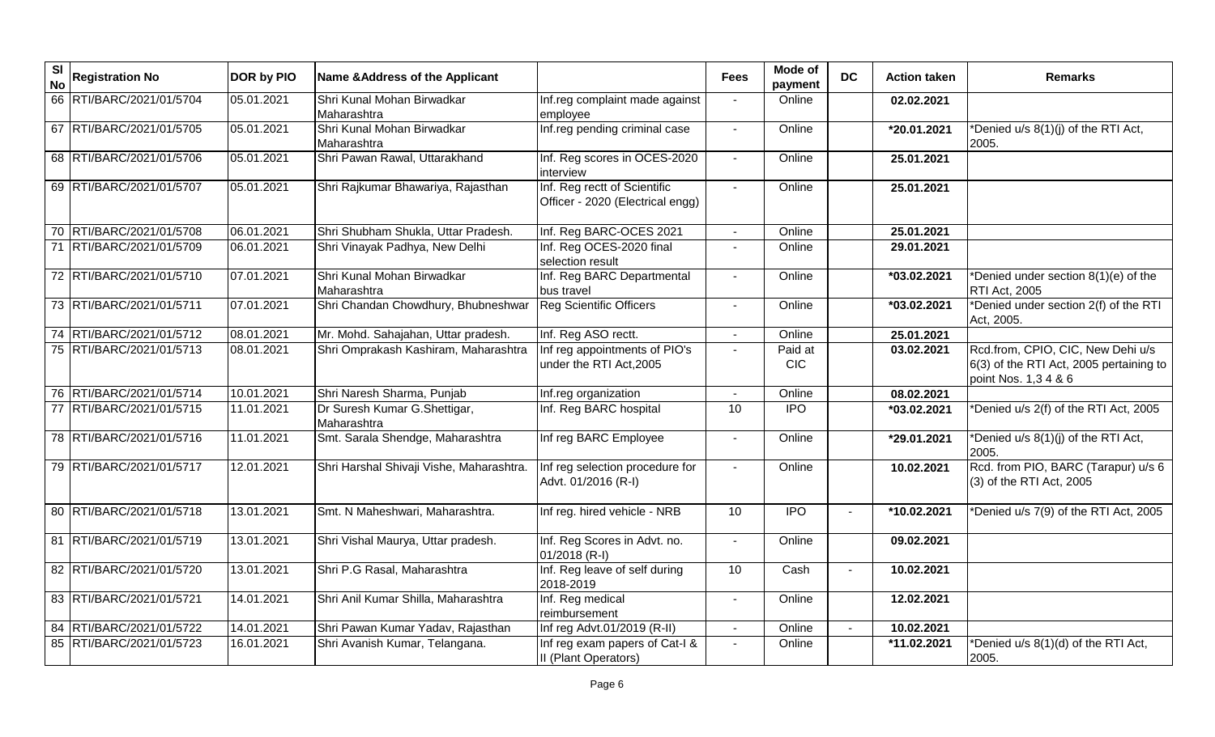| Sl No | Registration No | DOR by PIO | Name &Address of the Applicant | | Fees | Mode of payment | DC | Action taken | Remarks |
|---|---|---|---|---|---|---|---|---|---|
| 66 | RTI/BARC/2021/01/5704 | 05.01.2021 | Shri Kunal Mohan Birwadkar Maharashtra | Inf.reg complaint made against employee | - | Online | | 02.02.2021 | |
| 67 | RTI/BARC/2021/01/5705 | 05.01.2021 | Shri Kunal Mohan Birwadkar Maharashtra | Inf.reg pending criminal case | - | Online | | *20.01.2021 | *Denied u/s 8(1)(j) of the RTI Act, 2005. |
| 68 | RTI/BARC/2021/01/5706 | 05.01.2021 | Shri Pawan Rawal, Uttarakhand | Inf. Reg scores in OCES-2020 interview | - | Online | | 25.01.2021 | |
| 69 | RTI/BARC/2021/01/5707 | 05.01.2021 | Shri Rajkumar Bhawariya, Rajasthan | Inf. Reg rectt of Scientific Officer - 2020 (Electrical engg) | - | Online | | 25.01.2021 | |
| 70 | RTI/BARC/2021/01/5708 | 06.01.2021 | Shri Shubham Shukla, Uttar Pradesh. | Inf. Reg BARC-OCES 2021 | - | Online | | 25.01.2021 | |
| 71 | RTI/BARC/2021/01/5709 | 06.01.2021 | Shri Vinayak Padhya, New Delhi | Inf. Reg OCES-2020 final selection result | - | Online | | 29.01.2021 | |
| 72 | RTI/BARC/2021/01/5710 | 07.01.2021 | Shri Kunal Mohan Birwadkar Maharashtra | Inf. Reg BARC Departmental bus travel | - | Online | | *03.02.2021 | *Denied under section 8(1)(e) of the RTI Act, 2005 |
| 73 | RTI/BARC/2021/01/5711 | 07.01.2021 | Shri Chandan Chowdhury, Bhubneshwar | Reg Scientific Officers | - | Online | | *03.02.2021 | *Denied under section 2(f) of the RTI Act, 2005. |
| 74 | RTI/BARC/2021/01/5712 | 08.01.2021 | Mr. Mohd. Sahajahan, Uttar pradesh. | Inf. Reg ASO rectt. | - | Online | | 25.01.2021 | |
| 75 | RTI/BARC/2021/01/5713 | 08.01.2021 | Shri Omprakash Kashiram, Maharashtra | Inf reg appointments of PIO's under the RTI Act,2005 | - | Paid at CIC | | 03.02.2021 | Rcd.from, CPIO, CIC, New Dehi u/s 6(3) of the RTI Act, 2005 pertaining to point Nos. 1,3 4 & 6 |
| 76 | RTI/BARC/2021/01/5714 | 10.01.2021 | Shri Naresh Sharma, Punjab | Inf.reg organization | - | Online | | 08.02.2021 | |
| 77 | RTI/BARC/2021/01/5715 | 11.01.2021 | Dr Suresh Kumar G.Shettigar, Maharashtra | Inf. Reg BARC hospital | 10 | IPO | | *03.02.2021 | *Denied u/s 2(f) of the RTI Act, 2005 |
| 78 | RTI/BARC/2021/01/5716 | 11.01.2021 | Smt. Sarala Shendge, Maharashtra | Inf reg BARC Employee | - | Online | | *29.01.2021 | *Denied u/s 8(1)(j) of the RTI Act, 2005. |
| 79 | RTI/BARC/2021/01/5717 | 12.01.2021 | Shri Harshal Shivaji Vishe, Maharashtra. | Inf reg selection procedure for Advt. 01/2016 (R-I) | - | Online | | 10.02.2021 | Rcd. from PIO, BARC (Tarapur) u/s 6 (3) of the RTI Act, 2005 |
| 80 | RTI/BARC/2021/01/5718 | 13.01.2021 | Smt. N Maheshwari, Maharashtra. | Inf reg. hired vehicle - NRB | 10 | IPO | - | *10.02.2021 | *Denied u/s 7(9) of the RTI Act, 2005 |
| 81 | RTI/BARC/2021/01/5719 | 13.01.2021 | Shri Vishal Maurya, Uttar pradesh. | Inf. Reg Scores in Advt. no. 01/2018 (R-I) | - | Online | | 09.02.2021 | |
| 82 | RTI/BARC/2021/01/5720 | 13.01.2021 | Shri P.G Rasal, Maharashtra | Inf. Reg leave of self during 2018-2019 | 10 | Cash | - | 10.02.2021 | |
| 83 | RTI/BARC/2021/01/5721 | 14.01.2021 | Shri Anil Kumar Shilla, Maharashtra | Inf. Reg medical reimbursement | - | Online | | 12.02.2021 | |
| 84 | RTI/BARC/2021/01/5722 | 14.01.2021 | Shri Pawan Kumar Yadav, Rajasthan | Inf reg Advt.01/2019 (R-II) | - | Online | - | 10.02.2021 | |
| 85 | RTI/BARC/2021/01/5723 | 16.01.2021 | Shri Avanish Kumar, Telangana. | Inf reg exam papers of Cat-I & II (Plant Operators) | - | Online | | *11.02.2021 | *Denied u/s 8(1)(d) of the RTI Act, 2005. |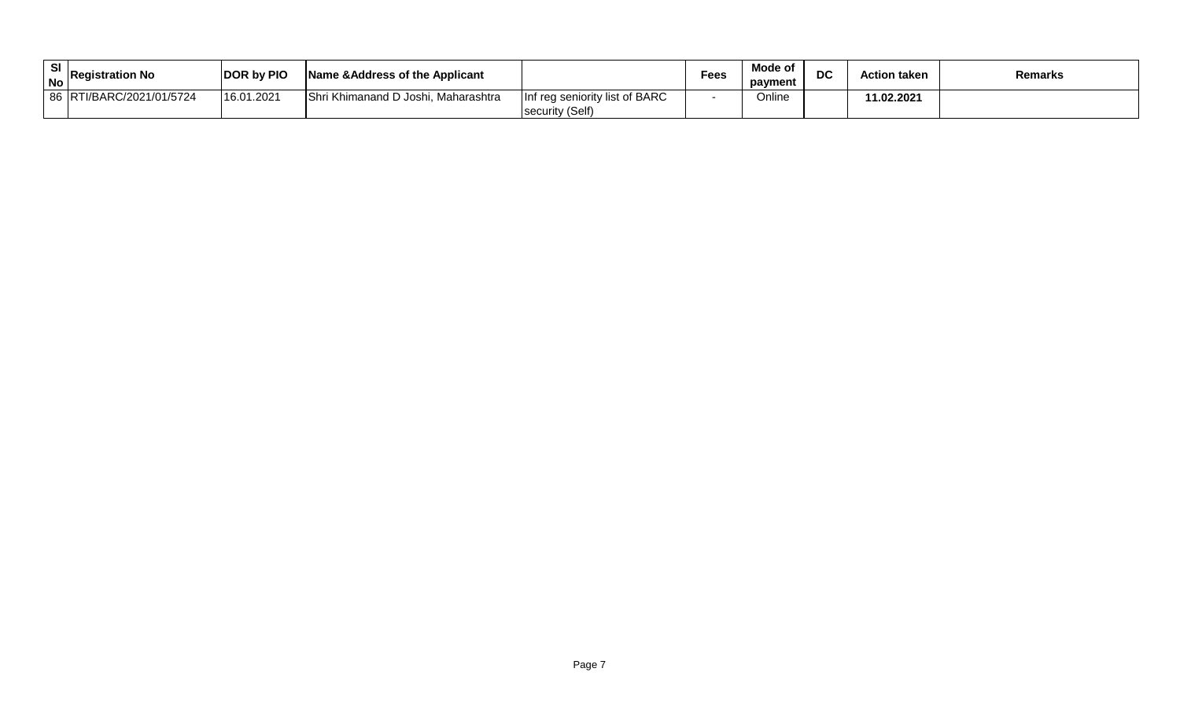| Sl No | Registration No | DOR by PIO | Name &Address of the Applicant | | Fees | Mode of payment | DC | Action taken | Remarks |
|---|---|---|---|---|---|---|---|---|---|
| 86 | RTI/BARC/2021/01/5724 | 16.01.2021 | Shri Khimanand D Joshi, Maharashtra | Inf reg seniority list of BARC security (Self) | - | Online | | **11.02.2021** | |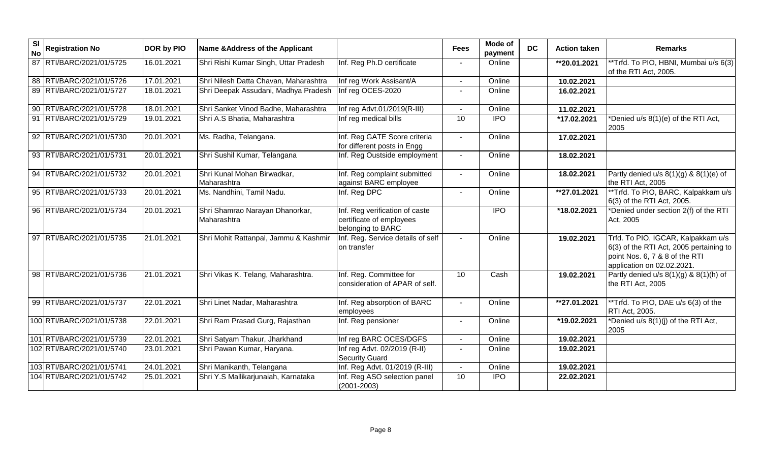| Sl No | Registration No | DOR by PIO | Name &Address of the Applicant | | Fees | Mode of payment | DC | Action taken | Remarks |
|---|---|---|---|---|---|---|---|---|---|
| 87 | RTI/BARC/2021/01/5725 | 16.01.2021 | Shri Rishi Kumar Singh, Uttar Pradesh | Inf. Reg Ph.D certificate | - | Online | | **20.01.2021 | **Trfd. To PIO, HBNI, Mumbai u/s 6(3) of the RTI Act, 2005. |
| 88 | RTI/BARC/2021/01/5726 | 17.01.2021 | Shri Nilesh Datta Chavan, Maharashtra | Inf reg Work Assisant/A | - | Online | | 10.02.2021 | |
| 89 | RTI/BARC/2021/01/5727 | 18.01.2021 | Shri Deepak Assudani, Madhya Pradesh | Inf reg OCES-2020 | - | Online | | 16.02.2021 | |
| 90 | RTI/BARC/2021/01/5728 | 18.01.2021 | Shri Sanket Vinod Badhe, Maharashtra | Inf reg Advt.01/2019(R-III) | - | Online | | 11.02.2021 | |
| 91 | RTI/BARC/2021/01/5729 | 19.01.2021 | Shri A.S Bhatia, Maharashtra | Inf reg medical bills | 10 | IPO | | *17.02.2021 | *Denied u/s 8(1)(e) of the RTI Act, 2005 |
| 92 | RTI/BARC/2021/01/5730 | 20.01.2021 | Ms. Radha, Telangana. | Inf. Reg GATE Score criteria for different posts in Engg | - | Online | | 17.02.2021 | |
| 93 | RTI/BARC/2021/01/5731 | 20.01.2021 | Shri Sushil Kumar, Telangana | Inf. Reg Oustside employment | - | Online | | 18.02.2021 | |
| 94 | RTI/BARC/2021/01/5732 | 20.01.2021 | Shri Kunal Mohan Birwadkar, Maharashtra | Inf. Reg complaint submitted against BARC employee | - | Online | | 18.02.2021 | Partly denied u/s 8(1)(g) & 8(1)(e) of the RTI Act, 2005 |
| 95 | RTI/BARC/2021/01/5733 | 20.01.2021 | Ms. Nandhini, Tamil Nadu. | Inf. Reg DPC | - | Online | | **27.01.2021 | **Trfd. To PIO, BARC, Kalpakkam u/s 6(3) of the RTI Act, 2005. |
| 96 | RTI/BARC/2021/01/5734 | 20.01.2021 | Shri Shamrao Narayan Dhanorkar, Maharashtra | Inf. Reg verification of caste certificate of employees belonging to BARC | | IPO | | *18.02.2021 | *Denied under section 2(f) of the RTI Act, 2005 |
| 97 | RTI/BARC/2021/01/5735 | 21.01.2021 | Shri Mohit Rattanpal, Jammu & Kashmir | Inf. Reg. Service details of self on transfer | - | Online | | 19.02.2021 | Trfd. To PIO, IGCAR, Kalpakkam u/s 6(3) of the RTI Act, 2005 pertaining to point Nos. 6, 7 & 8 of the RTI application on 02.02.2021. |
| 98 | RTI/BARC/2021/01/5736 | 21.01.2021 | Shri Vikas K. Telang, Maharashtra. | Inf. Reg. Committee for consideration of APAR of self. | 10 | Cash | | 19.02.2021 | Partly denied u/s 8(1)(g) & 8(1)(h) of the RTI Act, 2005 |
| 99 | RTI/BARC/2021/01/5737 | 22.01.2021 | Shri Linet Nadar, Maharashtra | Inf. Reg absorption of BARC employees | - | Online | | **27.01.2021 | **Trfd. To PIO, DAE u/s 6(3) of the RTI Act, 2005. |
| 100 | RTI/BARC/2021/01/5738 | 22.01.2021 | Shri Ram Prasad Gurg, Rajasthan | Inf. Reg pensioner | - | Online | | *19.02.2021 | *Denied u/s 8(1)(j) of the RTI Act, 2005 |
| 101 | RTI/BARC/2021/01/5739 | 22.01.2021 | Shri Satyam Thakur, Jharkhand | Inf reg BARC OCES/DGFS | - | Online | | 19.02.2021 | |
| 102 | RTI/BARC/2021/01/5740 | 23.01.2021 | Shri Pawan Kumar, Haryana. | Inf reg Advt. 02/2019 (R-II) Security Guard | - | Online | | 19.02.2021 | |
| 103 | RTI/BARC/2021/01/5741 | 24.01.2021 | Shri Manikanth, Telangana | Inf. Reg Advt. 01/2019 (R-III) | - | Online | | 19.02.2021 | |
| 104 | RTI/BARC/2021/01/5742 | 25.01.2021 | Shri Y.S Mallikarjunaiah, Karnataka | Inf. Reg ASO selection panel (2001-2003) | 10 | IPO | | 22.02.2021 | |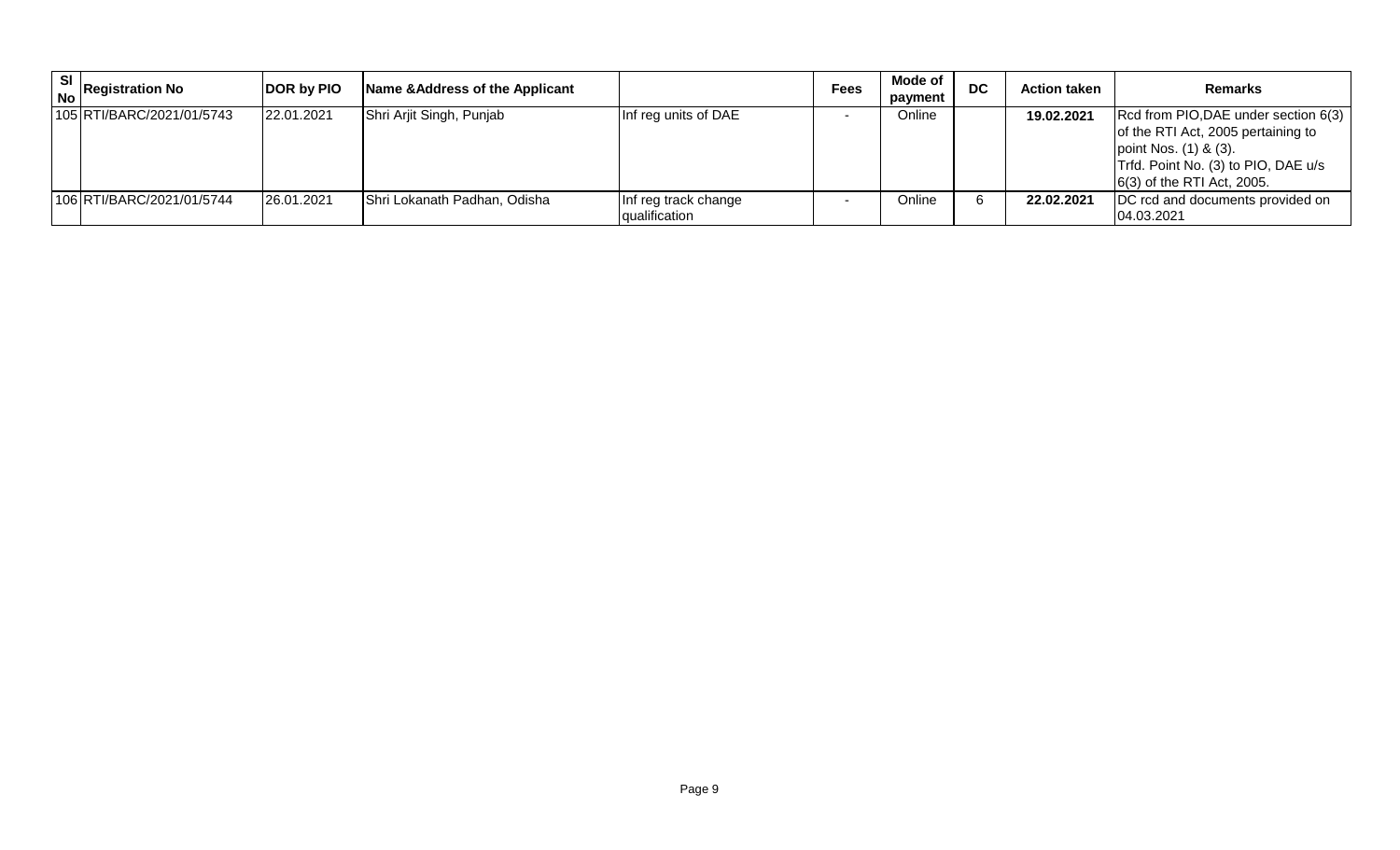| Sl No | Registration No | DOR by PIO | Name &Address of the Applicant | | Fees | Mode of payment | DC | Action taken | Remarks |
|---|---|---|---|---|---|---|---|---|---|
| 105 | RTI/BARC/2021/01/5743 | 22.01.2021 | Shri Arjit Singh, Punjab | Inf reg units of DAE | - | Online | | **19.02.2021** | Rcd from PIO,DAE under section 6(3) of the RTI Act, 2005 pertaining to point Nos. (1) & (3). Trfd. Point No. (3) to PIO, DAE u/s 6(3) of the RTI Act, 2005. |
| 106 | RTI/BARC/2021/01/5744 | 26.01.2021 | Shri Lokanath Padhan, Odisha | Inf reg track change qualification | - | Online | 6 | **22.02.2021** | DC rcd and documents provided on 04.03.2021 |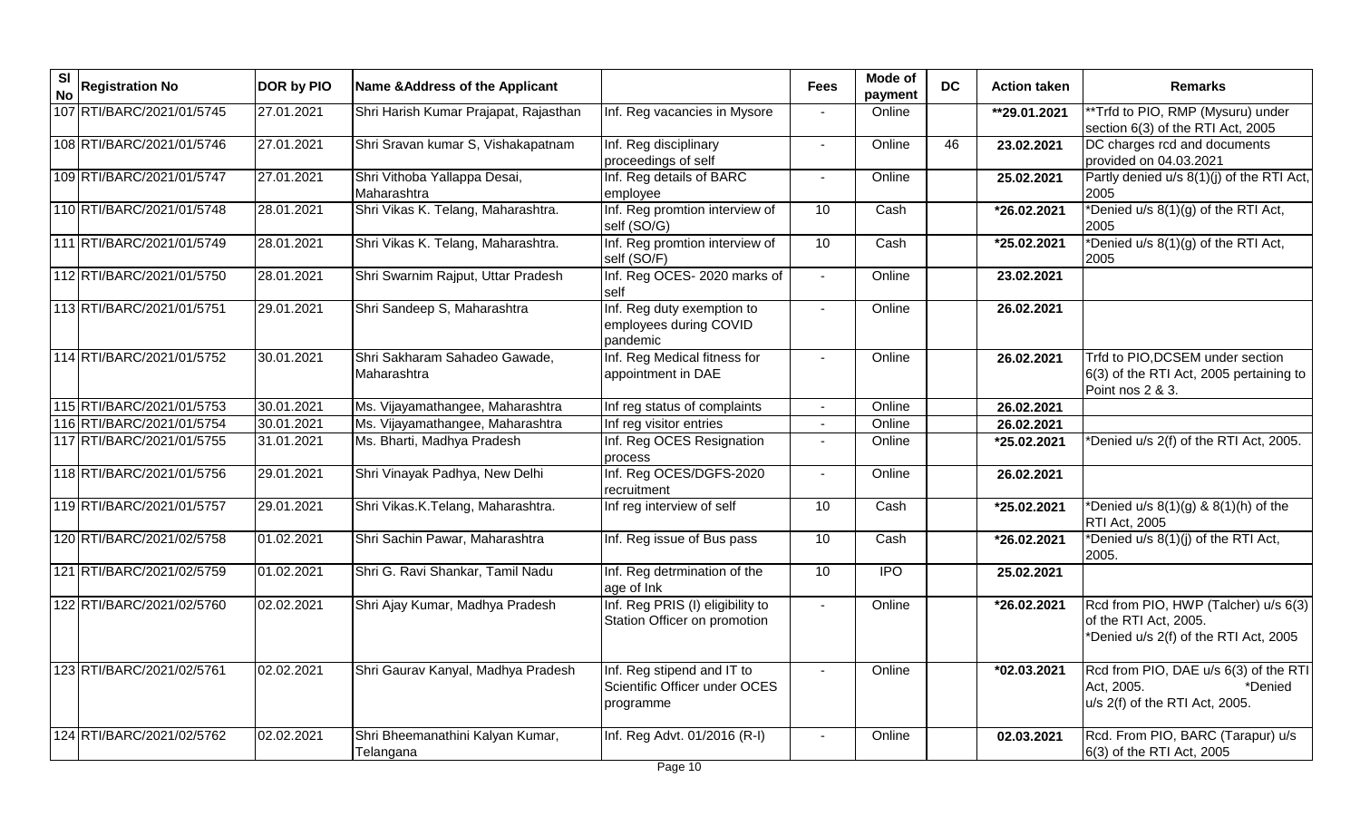| Sl No | Registration No | DOR by PIO | Name &Address of the Applicant | | Fees | Mode of payment | DC | Action taken | Remarks |
|---|---|---|---|---|---|---|---|---|---|
| 107 | RTI/BARC/2021/01/5745 | 27.01.2021 | Shri Harish Kumar Prajapat, Rajasthan | Inf. Reg vacancies in Mysore | - | Online | | **29.01.2021 | **Trfd to PIO, RMP (Mysuru) under section 6(3) of the RTI Act, 2005 |
| 108 | RTI/BARC/2021/01/5746 | 27.01.2021 | Shri Sravan kumar S, Vishakapatnam | Inf. Reg disciplinary proceedings of self | - | Online | 46 | 23.02.2021 | DC charges rcd and documents provided on 04.03.2021 |
| 109 | RTI/BARC/2021/01/5747 | 27.01.2021 | Shri Vithoba Yallappa Desai, Maharashtra | Inf. Reg details of BARC employee | - | Online | | 25.02.2021 | Partly denied u/s 8(1)(j) of the RTI Act, 2005 |
| 110 | RTI/BARC/2021/01/5748 | 28.01.2021 | Shri Vikas K. Telang, Maharashtra. | Inf. Reg promtion interview of self (SO/G) | 10 | Cash | | *26.02.2021 | *Denied u/s 8(1)(g) of the RTI Act, 2005 |
| 111 | RTI/BARC/2021/01/5749 | 28.01.2021 | Shri Vikas K. Telang, Maharashtra. | Inf. Reg promtion interview of self (SO/F) | 10 | Cash | | *25.02.2021 | *Denied u/s 8(1)(g) of the RTI Act, 2005 |
| 112 | RTI/BARC/2021/01/5750 | 28.01.2021 | Shri Swarnim Rajput, Uttar Pradesh | Inf. Reg OCES- 2020 marks of self | - | Online | | 23.02.2021 | |
| 113 | RTI/BARC/2021/01/5751 | 29.01.2021 | Shri Sandeep S, Maharashtra | Inf. Reg duty exemption to employees during COVID pandemic | - | Online | | 26.02.2021 | |
| 114 | RTI/BARC/2021/01/5752 | 30.01.2021 | Shri Sakharam Sahadeo Gawade, Maharashtra | Inf. Reg Medical fitness for appointment in DAE | - | Online | | 26.02.2021 | Trfd to PIO,DCSEM under section 6(3) of the RTI Act, 2005 pertaining to Point nos 2 & 3. |
| 115 | RTI/BARC/2021/01/5753 | 30.01.2021 | Ms. Vijayamathangee, Maharashtra | Inf reg status of complaints | - | Online | | 26.02.2021 | |
| 116 | RTI/BARC/2021/01/5754 | 30.01.2021 | Ms. Vijayamathangee, Maharashtra | Inf reg visitor entries | - | Online | | 26.02.2021 | |
| 117 | RTI/BARC/2021/01/5755 | 31.01.2021 | Ms. Bharti, Madhya Pradesh | Inf. Reg OCES Resignation process | - | Online | | *25.02.2021 | *Denied u/s 2(f) of the RTI Act, 2005. |
| 118 | RTI/BARC/2021/01/5756 | 29.01.2021 | Shri Vinayak Padhya, New Delhi | Inf. Reg OCES/DGFS-2020 recruitment | - | Online | | 26.02.2021 | |
| 119 | RTI/BARC/2021/01/5757 | 29.01.2021 | Shri Vikas.K.Telang, Maharashtra. | Inf reg interview of self | 10 | Cash | | *25.02.2021 | *Denied u/s 8(1)(g) & 8(1)(h) of the RTI Act, 2005 |
| 120 | RTI/BARC/2021/02/5758 | 01.02.2021 | Shri Sachin Pawar, Maharashtra | Inf. Reg issue of Bus pass | 10 | Cash | | *26.02.2021 | *Denied u/s 8(1)(j) of the RTI Act, 2005. |
| 121 | RTI/BARC/2021/02/5759 | 01.02.2021 | Shri G. Ravi Shankar, Tamil Nadu | Inf. Reg detrmination of the age of Ink | 10 | IPO | | 25.02.2021 | |
| 122 | RTI/BARC/2021/02/5760 | 02.02.2021 | Shri Ajay Kumar, Madhya Pradesh | Inf. Reg PRIS (I) eligibility to Station Officer on promotion | - | Online | | *26.02.2021 | Rcd from PIO, HWP (Talcher) u/s 6(3) of the RTI Act, 2005. *Denied u/s 2(f) of the RTI Act, 2005 |
| 123 | RTI/BARC/2021/02/5761 | 02.02.2021 | Shri Gaurav Kanyal, Madhya Pradesh | Inf. Reg stipend and IT to Scientific Officer under OCES programme | - | Online | | *02.03.2021 | Rcd from PIO, DAE u/s 6(3) of the RTI Act, 2005. *Denied u/s 2(f) of the RTI Act, 2005. |
| 124 | RTI/BARC/2021/02/5762 | 02.02.2021 | Shri Bheemanathini Kalyan Kumar, Telangana | Inf. Reg Advt. 01/2016 (R-I) | - | Online | | 02.03.2021 | Rcd. From PIO, BARC (Tarapur) u/s 6(3) of the RTI Act, 2005 |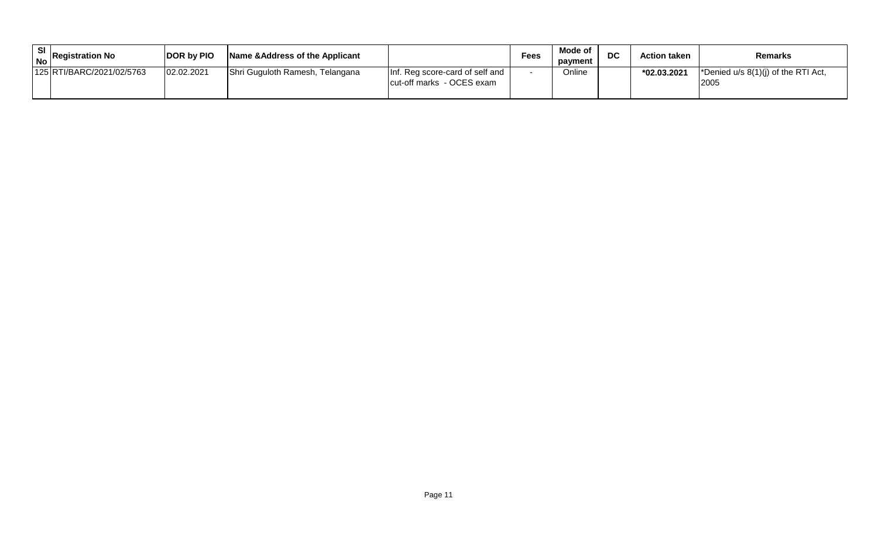| Sl No | Registration No | DOR by PIO | Name &Address of the Applicant | | Fees | Mode of payment | DC | Action taken | Remarks |
|---|---|---|---|---|---|---|---|---|---|
| 125 | RTI/BARC/2021/02/5763 | 02.02.2021 | Shri Guguloth Ramesh, Telangana | Inf. Reg score-card of self and cut-off marks - OCES exam | - | Online | | **\*02.03.2021** | *Denied u/s 8(1)(j) of the RTI Act, 2005 |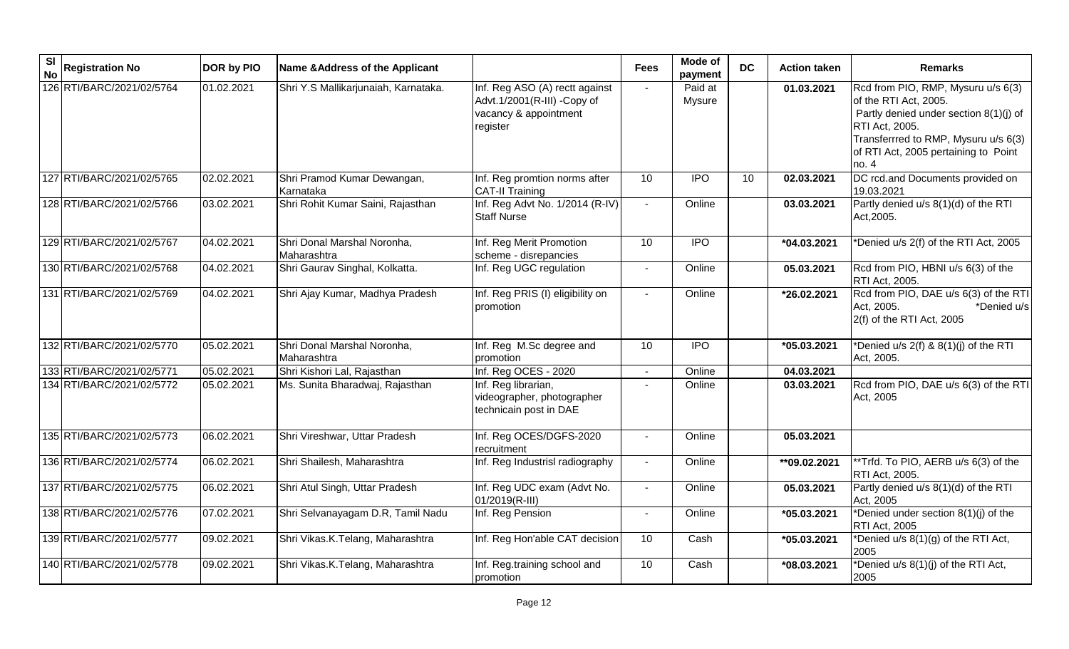| Sl No | Registration No | DOR by PIO | Name &Address of the Applicant | | Fees | Mode of payment | DC | Action taken | Remarks |
|---|---|---|---|---|---|---|---|---|---|
| 126 | RTI/BARC/2021/02/5764 | 01.02.2021 | Shri Y.S Mallikarjunaiah, Karnataka. | Inf. Reg ASO (A) rectt against Advt.1/2001(R-III) -Copy of vacancy & appointment register | - | Paid at Mysure | | 01.03.2021 | Rcd from PIO, RMP, Mysuru u/s 6(3) of the RTI Act, 2005. Partly denied under section 8(1)(j) of RTI Act, 2005. Transferrred to RMP, Mysuru u/s 6(3) of RTI Act, 2005 pertaining to Point no. 4 |
| 127 | RTI/BARC/2021/02/5765 | 02.02.2021 | Shri Pramod Kumar Dewangan, Karnataka | Inf. Reg promtion norms after CAT-II Training | 10 | IPO | 10 | 02.03.2021 | DC rcd.and Documents provided on 19.03.2021 |
| 128 | RTI/BARC/2021/02/5766 | 03.02.2021 | Shri Rohit Kumar Saini, Rajasthan | Inf. Reg Advt No. 1/2014 (R-IV) Staff Nurse | - | Online | | 03.03.2021 | Partly denied u/s 8(1)(d) of the RTI Act,2005. |
| 129 | RTI/BARC/2021/02/5767 | 04.02.2021 | Shri Donal Marshal Noronha, Maharashtra | Inf. Reg Merit Promotion scheme - disrepancies | 10 | IPO | | *04.03.2021 | *Denied u/s 2(f) of the RTI Act, 2005 |
| 130 | RTI/BARC/2021/02/5768 | 04.02.2021 | Shri Gaurav Singhal, Kolkatta. | Inf. Reg UGC regulation | - | Online | | 05.03.2021 | Rcd from PIO, HBNI u/s 6(3) of the RTI Act, 2005. |
| 131 | RTI/BARC/2021/02/5769 | 04.02.2021 | Shri Ajay Kumar, Madhya Pradesh | Inf. Reg PRIS (I) eligibility on promotion | - | Online | | *26.02.2021 | Rcd from PIO, DAE u/s 6(3) of the RTI Act, 2005. *Denied u/s 2(f) of the RTI Act, 2005 |
| 132 | RTI/BARC/2021/02/5770 | 05.02.2021 | Shri Donal Marshal Noronha, Maharashtra | Inf. Reg M.Sc degree and promotion | 10 | IPO | | *05.03.2021 | *Denied u/s 2(f) & 8(1)(j) of the RTI Act, 2005. |
| 133 | RTI/BARC/2021/02/5771 | 05.02.2021 | Shri Kishori Lal, Rajasthan | Inf. Reg OCES - 2020 | - | Online | | 04.03.2021 | |
| 134 | RTI/BARC/2021/02/5772 | 05.02.2021 | Ms. Sunita Bharadwaj, Rajasthan | Inf. Reg librarian, videographer, photographer technicain post in DAE | - | Online | | 03.03.2021 | Rcd from PIO, DAE u/s 6(3) of the RTI Act, 2005 |
| 135 | RTI/BARC/2021/02/5773 | 06.02.2021 | Shri Vireshwar, Uttar Pradesh | Inf. Reg OCES/DGFS-2020 recruitment | - | Online | | 05.03.2021 | |
| 136 | RTI/BARC/2021/02/5774 | 06.02.2021 | Shri Shailesh, Maharashtra | Inf. Reg Industrisl radiography | - | Online | | **09.02.2021 | **Trfd. To PIO, AERB u/s 6(3) of the RTI Act, 2005. |
| 137 | RTI/BARC/2021/02/5775 | 06.02.2021 | Shri Atul Singh, Uttar Pradesh | Inf. Reg UDC exam (Advt No. 01/2019(R-III) | - | Online | | 05.03.2021 | Partly denied u/s 8(1)(d) of the RTI Act, 2005 |
| 138 | RTI/BARC/2021/02/5776 | 07.02.2021 | Shri Selvanayagam D.R, Tamil Nadu | Inf. Reg Pension | - | Online | | *05.03.2021 | *Denied under section 8(1)(j) of the RTI Act, 2005 |
| 139 | RTI/BARC/2021/02/5777 | 09.02.2021 | Shri Vikas.K.Telang, Maharashtra | Inf. Reg Hon'able CAT decision | 10 | Cash | | *05.03.2021 | *Denied u/s 8(1)(g) of the RTI Act, 2005 |
| 140 | RTI/BARC/2021/02/5778 | 09.02.2021 | Shri Vikas.K.Telang, Maharashtra | Inf. Reg.training school and promotion | 10 | Cash | | *08.03.2021 | *Denied u/s 8(1)(j) of the RTI Act, 2005 |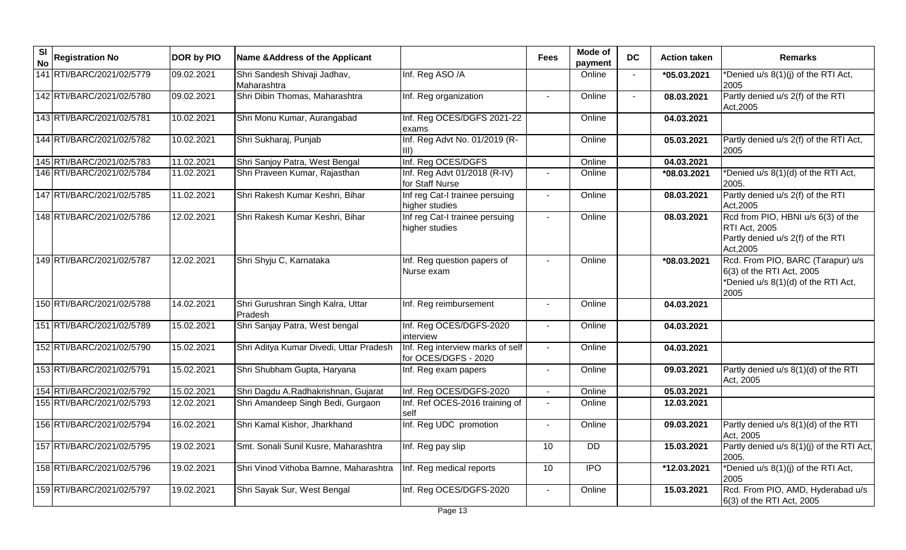| Sl No | Registration No | DOR by PIO | Name &Address of the Applicant | | Fees | Mode of payment | DC | Action taken | Remarks |
|---|---|---|---|---|---|---|---|---|---|
| 141 | RTI/BARC/2021/02/5779 | 09.02.2021 | Shri Sandesh Shivaji Jadhav, Maharashtra | Inf. Reg ASO /A | | Online | - | *05.03.2021 | *Denied u/s 8(1)(j) of the RTI Act, 2005 |
| 142 | RTI/BARC/2021/02/5780 | 09.02.2021 | Shri Dibin Thomas, Maharashtra | Inf. Reg organization | - | Online | - | 08.03.2021 | Partly denied u/s 2(f) of the RTI Act,2005 |
| 143 | RTI/BARC/2021/02/5781 | 10.02.2021 | Shri Monu Kumar, Aurangabad | Inf. Reg OCES/DGFS 2021-22 exams | | Online | | 04.03.2021 | |
| 144 | RTI/BARC/2021/02/5782 | 10.02.2021 | Shri Sukharaj, Punjab | Inf. Reg Advt No. 01/2019 (R-III) | | Online | | 05.03.2021 | Partly denied u/s 2(f) of the RTI Act, 2005 |
| 145 | RTI/BARC/2021/02/5783 | 11.02.2021 | Shri Sanjoy Patra, West Bengal | Inf. Reg OCES/DGFS | | Online | | 04.03.2021 | |
| 146 | RTI/BARC/2021/02/5784 | 11.02.2021 | Shri Praveen Kumar, Rajasthan | Inf. Reg Advt 01/2018 (R-IV) for Staff Nurse | - | Online | | *08.03.2021 | *Denied u/s 8(1)(d) of the RTI Act, 2005. |
| 147 | RTI/BARC/2021/02/5785 | 11.02.2021 | Shri Rakesh Kumar Keshri, Bihar | Inf reg Cat-I trainee persuing higher studies | - | Online | | 08.03.2021 | Partly denied u/s 2(f) of the RTI Act,2005 |
| 148 | RTI/BARC/2021/02/5786 | 12.02.2021 | Shri Rakesh Kumar Keshri, Bihar | Inf reg Cat-I trainee persuing higher studies | - | Online | | 08.03.2021 | Rcd from PIO, HBNI u/s 6(3) of the RTI Act, 2005 Partly denied u/s 2(f) of the RTI Act,2005 |
| 149 | RTI/BARC/2021/02/5787 | 12.02.2021 | Shri Shyju C, Karnataka | Inf. Reg question papers of Nurse exam | - | Online | | *08.03.2021 | Rcd. From PIO, BARC (Tarapur) u/s 6(3) of the RTI Act, 2005 *Denied u/s 8(1)(d) of the RTI Act, 2005 |
| 150 | RTI/BARC/2021/02/5788 | 14.02.2021 | Shri Gurushran Singh Kalra, Uttar Pradesh | Inf. Reg reimbursement | - | Online | | 04.03.2021 | |
| 151 | RTI/BARC/2021/02/5789 | 15.02.2021 | Shri Sanjay Patra, West bengal | Inf. Reg OCES/DGFS-2020 interview | - | Online | | 04.03.2021 | |
| 152 | RTI/BARC/2021/02/5790 | 15.02.2021 | Shri Aditya Kumar Divedi, Uttar Pradesh | Inf. Reg interview marks of self for OCES/DGFS - 2020 | - | Online | | 04.03.2021 | |
| 153 | RTI/BARC/2021/02/5791 | 15.02.2021 | Shri Shubham Gupta, Haryana | Inf. Reg exam papers | - | Online | | 09.03.2021 | Partly denied u/s 8(1)(d) of the RTI Act, 2005 |
| 154 | RTI/BARC/2021/02/5792 | 15.02.2021 | Shri Dagdu A.Radhakrishnan, Gujarat | Inf. Reg OCES/DGFS-2020 | - | Online | | 05.03.2021 | |
| 155 | RTI/BARC/2021/02/5793 | 12.02.2021 | Shri Amandeep Singh Bedi, Gurgaon | Inf. Ref OCES-2016 training of self | - | Online | | 12.03.2021 | |
| 156 | RTI/BARC/2021/02/5794 | 16.02.2021 | Shri Kamal Kishor, Jharkhand | Inf. Reg UDC promotion | - | Online | | 09.03.2021 | Partly denied u/s 8(1)(d) of the RTI Act, 2005 |
| 157 | RTI/BARC/2021/02/5795 | 19.02.2021 | Smt. Sonali Sunil Kusre, Maharashtra | Inf. Reg pay slip | 10 | DD | | 15.03.2021 | Partly denied u/s 8(1)(j) of the RTI Act, 2005. |
| 158 | RTI/BARC/2021/02/5796 | 19.02.2021 | Shri Vinod Vithoba Bamne, Maharashtra | Inf. Reg medical reports | 10 | IPO | | *12.03.2021 | *Denied u/s 8(1)(j) of the RTI Act, 2005 |
| 159 | RTI/BARC/2021/02/5797 | 19.02.2021 | Shri Sayak Sur, West Bengal | Inf. Reg OCES/DGFS-2020 | - | Online | | 15.03.2021 | Rcd. From PIO, AMD, Hyderabad u/s 6(3) of the RTI Act, 2005 |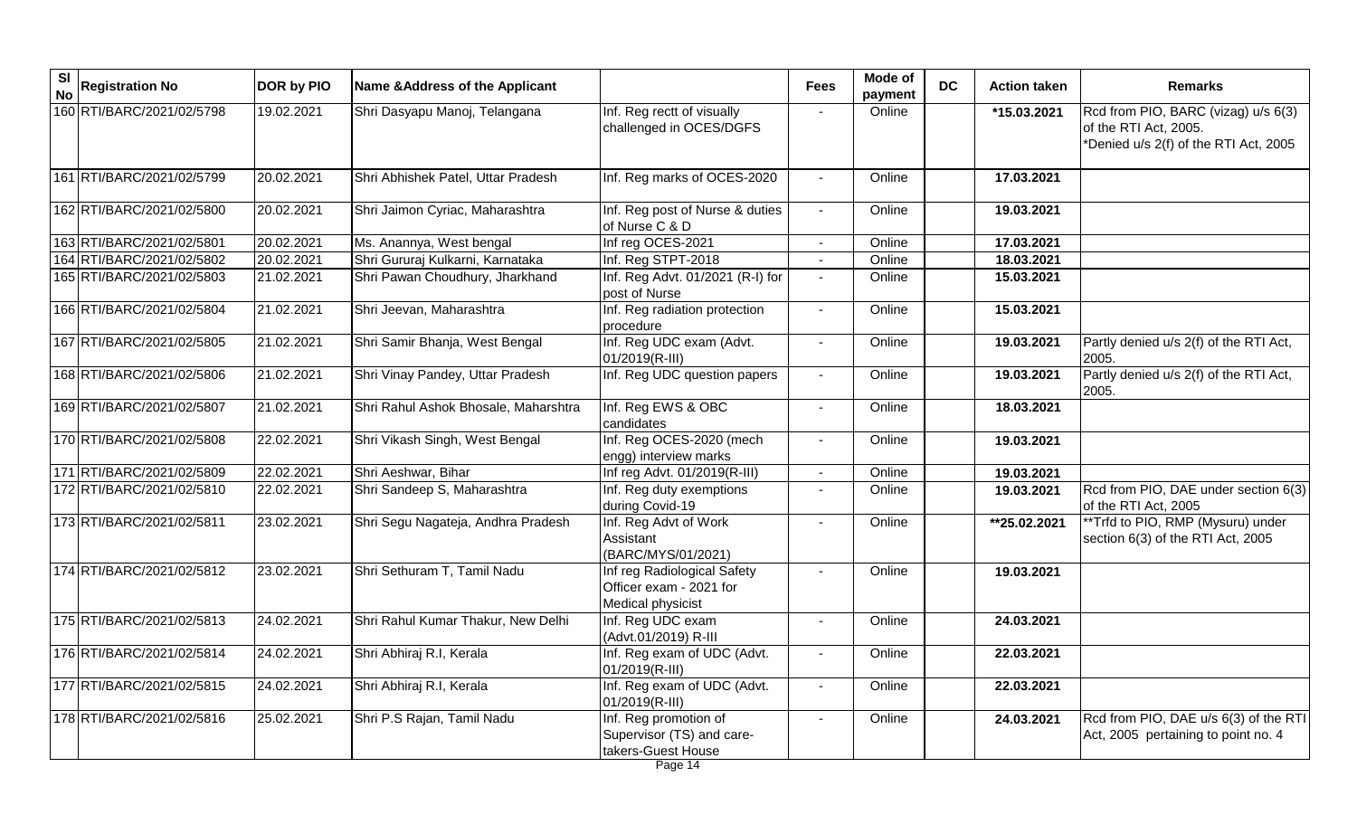| Sl No | Registration No | DOR by PIO | Name &Address of the Applicant | | Fees | Mode of payment | DC | Action taken | Remarks |
|---|---|---|---|---|---|---|---|---|---|
| 160 | RTI/BARC/2021/02/5798 | 19.02.2021 | Shri Dasyapu Manoj, Telangana | Inf. Reg rectt of visually challenged in OCES/DGFS | - | Online | | *15.03.2021 | Rcd from PIO, BARC (vizag) u/s 6(3) of the RTI Act, 2005. *Denied u/s 2(f) of the RTI Act, 2005 |
| 161 | RTI/BARC/2021/02/5799 | 20.02.2021 | Shri Abhishek Patel, Uttar Pradesh | Inf. Reg marks of OCES-2020 | - | Online | | 17.03.2021 | |
| 162 | RTI/BARC/2021/02/5800 | 20.02.2021 | Shri Jaimon Cyriac, Maharashtra | Inf. Reg post of Nurse & duties of Nurse C & D | - | Online | | 19.03.2021 | |
| 163 | RTI/BARC/2021/02/5801 | 20.02.2021 | Ms. Anannya, West bengal | Inf reg OCES-2021 | - | Online | | 17.03.2021 | |
| 164 | RTI/BARC/2021/02/5802 | 20.02.2021 | Shri Gururaj Kulkarni, Karnataka | Inf. Reg STPT-2018 | - | Online | | 18.03.2021 | |
| 165 | RTI/BARC/2021/02/5803 | 21.02.2021 | Shri Pawan Choudhury, Jharkhand | Inf. Reg Advt. 01/2021 (R-I) for post of Nurse | - | Online | | 15.03.2021 | |
| 166 | RTI/BARC/2021/02/5804 | 21.02.2021 | Shri Jeevan, Maharashtra | Inf. Reg radiation protection procedure | - | Online | | 15.03.2021 | |
| 167 | RTI/BARC/2021/02/5805 | 21.02.2021 | Shri Samir Bhanja, West Bengal | Inf. Reg UDC exam (Advt. 01/2019(R-III) | - | Online | | 19.03.2021 | Partly denied u/s 2(f) of the RTI Act, 2005. |
| 168 | RTI/BARC/2021/02/5806 | 21.02.2021 | Shri Vinay Pandey, Uttar Pradesh | Inf. Reg UDC question papers | - | Online | | 19.03.2021 | Partly denied u/s 2(f) of the RTI Act, 2005. |
| 169 | RTI/BARC/2021/02/5807 | 21.02.2021 | Shri Rahul Ashok Bhosale, Maharshtra | Inf. Reg EWS & OBC candidates | - | Online | | 18.03.2021 | |
| 170 | RTI/BARC/2021/02/5808 | 22.02.2021 | Shri Vikash Singh, West Bengal | Inf. Reg OCES-2020 (mech engg) interview marks | - | Online | | 19.03.2021 | |
| 171 | RTI/BARC/2021/02/5809 | 22.02.2021 | Shri Aeshwar, Bihar | Inf reg Advt. 01/2019(R-III) | - | Online | | 19.03.2021 | |
| 172 | RTI/BARC/2021/02/5810 | 22.02.2021 | Shri Sandeep S, Maharashtra | Inf. Reg duty exemptions during Covid-19 | - | Online | | 19.03.2021 | Rcd from PIO, DAE under section 6(3) of the RTI Act, 2005 |
| 173 | RTI/BARC/2021/02/5811 | 23.02.2021 | Shri Segu Nagateja, Andhra Pradesh | Inf. Reg Advt of Work Assistant (BARC/MYS/01/2021) | - | Online | | **25.02.2021 | **Trfd to PIO, RMP (Mysuru) under section 6(3) of the RTI Act, 2005 |
| 174 | RTI/BARC/2021/02/5812 | 23.02.2021 | Shri Sethuram T, Tamil Nadu | Inf reg Radiological Safety Officer exam - 2021 for Medical physicist | - | Online | | 19.03.2021 | |
| 175 | RTI/BARC/2021/02/5813 | 24.02.2021 | Shri Rahul Kumar Thakur, New Delhi | Inf. Reg UDC exam (Advt.01/2019) R-III | - | Online | | 24.03.2021 | |
| 176 | RTI/BARC/2021/02/5814 | 24.02.2021 | Shri Abhiraj R.I, Kerala | Inf. Reg exam of UDC (Advt. 01/2019(R-III) | - | Online | | 22.03.2021 | |
| 177 | RTI/BARC/2021/02/5815 | 24.02.2021 | Shri Abhiraj R.I, Kerala | Inf. Reg exam of UDC (Advt. 01/2019(R-III) | - | Online | | 22.03.2021 | |
| 178 | RTI/BARC/2021/02/5816 | 25.02.2021 | Shri P.S Rajan, Tamil Nadu | Inf. Reg promotion of Supervisor (TS) and care-takers-Guest House | - | Online | | 24.03.2021 | Rcd from PIO, DAE u/s 6(3) of the RTI Act, 2005 pertaining to point no. 4 |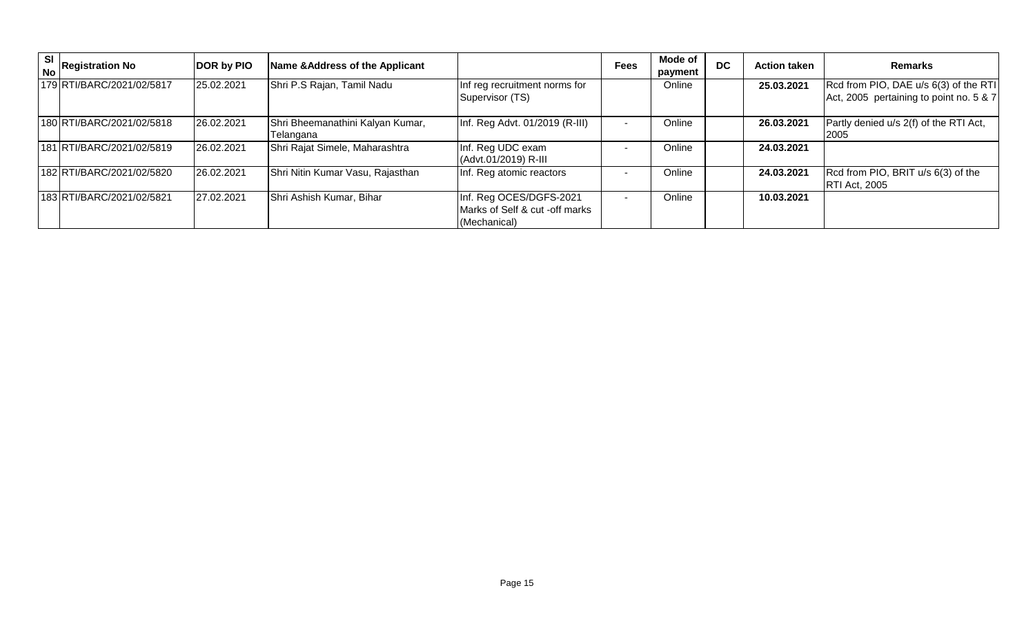| Sl No | Registration No | DOR by PIO | Name &Address of the Applicant | | Fees | Mode of payment | DC | Action taken | Remarks |
|---|---|---|---|---|---|---|---|---|---|
| 179 | RTI/BARC/2021/02/5817 | 25.02.2021 | Shri P.S Rajan, Tamil Nadu | Inf reg recruitment norms for Supervisor (TS) | | Online | | **25.03.2021** | Rcd from PIO, DAE u/s 6(3) of the RTI Act, 2005 pertaining to point no. 5 & 7 |
| 180 | RTI/BARC/2021/02/5818 | 26.02.2021 | Shri Bheemanathini Kalyan Kumar, Telangana | Inf. Reg Advt. 01/2019 (R-III) | - | Online | | **26.03.2021** | Partly denied u/s 2(f) of the RTI Act, 2005 |
| 181 | RTI/BARC/2021/02/5819 | 26.02.2021 | Shri Rajat Simele, Maharashtra | Inf. Reg UDC exam (Advt.01/2019) R-III | - | Online | | **24.03.2021** | |
| 182 | RTI/BARC/2021/02/5820 | 26.02.2021 | Shri Nitin Kumar Vasu, Rajasthan | Inf. Reg atomic reactors | - | Online | | **24.03.2021** | Rcd from PIO, BRIT u/s 6(3) of the RTI Act, 2005 |
| 183 | RTI/BARC/2021/02/5821 | 27.02.2021 | Shri Ashish Kumar, Bihar | Inf. Reg OCES/DGFS-2021 Marks of Self & cut -off marks (Mechanical) | - | Online | | **10.03.2021** | |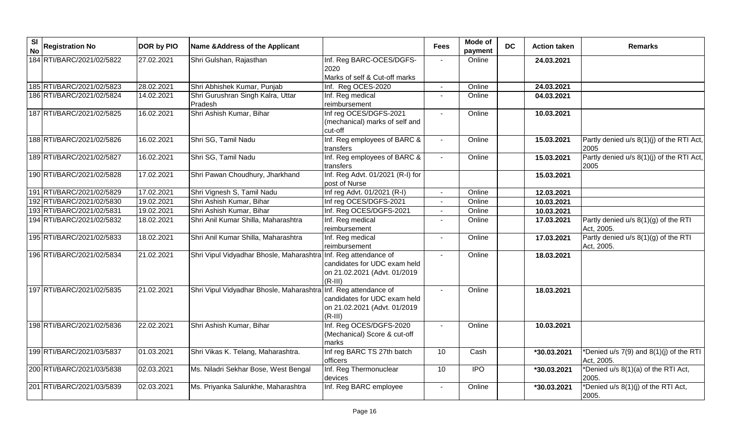| Sl No | Registration No | DOR by PIO | Name &Address of the Applicant | | Fees | Mode of payment | DC | Action taken | Remarks |
|---|---|---|---|---|---|---|---|---|---|
| 184 | RTI/BARC/2021/02/5822 | 27.02.2021 | Shri Gulshan, Rajasthan | Inf. Reg BARC-OCES/DGFS-2020 Marks of self & Cut-off marks | - | Online | | 24.03.2021 | |
| 185 | RTI/BARC/2021/02/5823 | 28.02.2021 | Shri Abhishek Kumar, Punjab | Inf. Reg OCES-2020 | - | Online | | 24.03.2021 | |
| 186 | RTI/BARC/2021/02/5824 | 14.02.2021 | Shri Gurushran Singh Kalra, Uttar Pradesh | Inf. Reg medical reimbursement | - | Online | | 04.03.2021 | |
| 187 | RTI/BARC/2021/02/5825 | 16.02.2021 | Shri Ashish Kumar, Bihar | Inf reg OCES/DGFS-2021 (mechanical) marks of self and cut-off | - | Online | | 10.03.2021 | |
| 188 | RTI/BARC/2021/02/5826 | 16.02.2021 | Shri SG, Tamil Nadu | Inf. Reg employees of BARC & transfers | - | Online | | 15.03.2021 | Partly denied u/s 8(1)(j) of the RTI Act, 2005 |
| 189 | RTI/BARC/2021/02/5827 | 16.02.2021 | Shri SG, Tamil Nadu | Inf. Reg employees of BARC & transfers | - | Online | | 15.03.2021 | Partly denied u/s 8(1)(j) of the RTI Act, 2005 |
| 190 | RTI/BARC/2021/02/5828 | 17.02.2021 | Shri Pawan Choudhury, Jharkhand | Inf. Reg Advt. 01/2021 (R-I) for post of Nurse | | | | 15.03.2021 | |
| 191 | RTI/BARC/2021/02/5829 | 17.02.2021 | Shri Vignesh S, Tamil Nadu | Inf reg Advt. 01/2021 (R-I) | - | Online | | 12.03.2021 | |
| 192 | RTI/BARC/2021/02/5830 | 19.02.2021 | Shri Ashish Kumar, Bihar | Inf reg OCES/DGFS-2021 | - | Online | | 10.03.2021 | |
| 193 | RTI/BARC/2021/02/5831 | 19.02.2021 | Shri Ashish Kumar, Bihar | Inf. Reg OCES/DGFS-2021 | - | Online | | 10.03.2021 | |
| 194 | RTI/BARC/2021/02/5832 | 18.02.2021 | Shri Anil Kumar Shilla, Maharashtra | Inf. Reg medical reimbursement | - | Online | | 17.03.2021 | Partly denied u/s 8(1)(g) of the RTI Act, 2005. |
| 195 | RTI/BARC/2021/02/5833 | 18.02.2021 | Shri Anil Kumar Shilla, Maharashtra | Inf. Reg medical reimbursement | - | Online | | 17.03.2021 | Partly denied u/s 8(1)(g) of the RTI Act, 2005. |
| 196 | RTI/BARC/2021/02/5834 | 21.02.2021 | Shri Vipul Vidyadhar Bhosle, Maharashtra | Inf. Reg attendance of candidates for UDC exam held on 21.02.2021 (Advt. 01/2019 (R-III) | - | Online | | 18.03.2021 | |
| 197 | RTI/BARC/2021/02/5835 | 21.02.2021 | Shri Vipul Vidyadhar Bhosle, Maharashtra | Inf. Reg attendance of candidates for UDC exam held on 21.02.2021 (Advt. 01/2019 (R-III) | - | Online | | 18.03.2021 | |
| 198 | RTI/BARC/2021/02/5836 | 22.02.2021 | Shri Ashish Kumar, Bihar | Inf. Reg OCES/DGFS-2020 (Mechanical) Score & cut-off marks | - | Online | | 10.03.2021 | |
| 199 | RTI/BARC/2021/03/5837 | 01.03.2021 | Shri Vikas K. Telang, Maharashtra. | Inf reg BARC TS 27th batch officers | 10 | Cash | | *30.03.2021 | *Denied u/s 7(9) and 8(1)(j) of the RTI Act, 2005. |
| 200 | RTI/BARC/2021/03/5838 | 02.03.2021 | Ms. Niladri Sekhar Bose, West Bengal | Inf. Reg Thermonuclear devices | 10 | IPO | | *30.03.2021 | *Denied u/s 8(1)(a) of the RTI Act, 2005. |
| 201 | RTI/BARC/2021/03/5839 | 02.03.2021 | Ms. Priyanka Salunkhe, Maharashtra | Inf. Reg BARC employee | - | Online | | *30.03.2021 | *Denied u/s 8(1)(j) of the RTI Act, 2005. |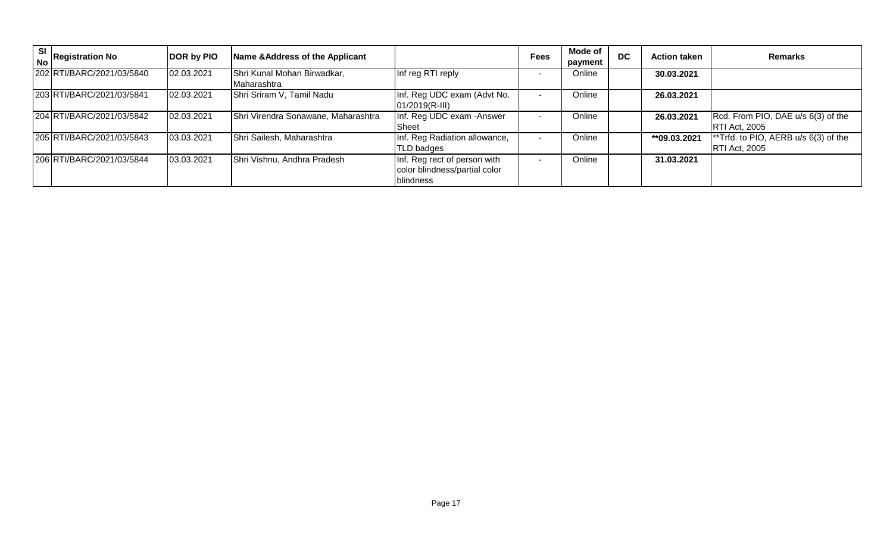| Sl No | Registration No | DOR by PIO | Name &Address of the Applicant | | Fees | Mode of payment | DC | Action taken | Remarks |
|---|---|---|---|---|---|---|---|---|---|
| 202 | RTI/BARC/2021/03/5840 | 02.03.2021 | Shri Kunal Mohan Birwadkar, Maharashtra | Inf reg RTI reply | - | Online | | **30.03.2021** | |
| 203 | RTI/BARC/2021/03/5841 | 02.03.2021 | Shri Sriram V, Tamil Nadu | Inf. Reg UDC exam (Advt No. 01/2019(R-III) | - | Online | | **26.03.2021** | |
| 204 | RTI/BARC/2021/03/5842 | 02.03.2021 | Shri Virendra Sonawane, Maharashtra | Inf. Reg UDC exam -Answer Sheet | - | Online | | **26.03.2021** | Rcd. From PIO, DAE u/s 6(3) of the RTI Act, 2005 |
| 205 | RTI/BARC/2021/03/5843 | 03.03.2021 | Shri Sailesh, Maharashtra | Inf. Reg Radiation allowance, TLD badges | - | Online | | **\*\*09.03.2021** | \*\*Trfd. to PIO, AERB u/s 6(3) of the RTI Act, 2005 |
| 206 | RTI/BARC/2021/03/5844 | 03.03.2021 | Shri Vishnu, Andhra Pradesh | Inf. Reg rect of person with color blindness/partial color blindness | - | Online | | **31.03.2021** | |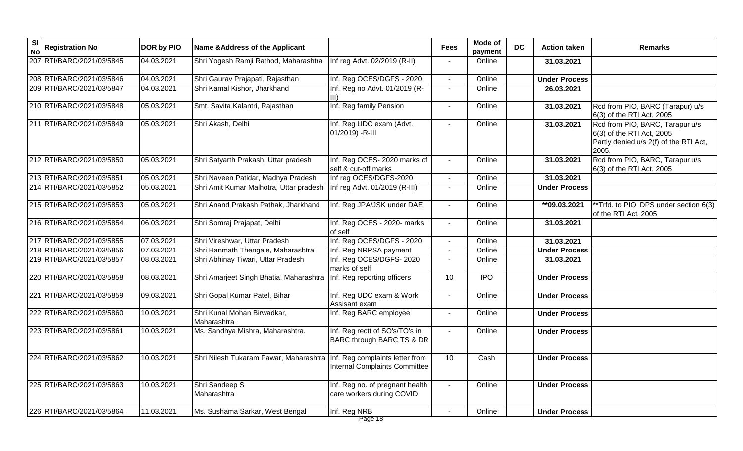| Sl No | Registration No | DOR by PIO | Name &Address of the Applicant | | Fees | Mode of payment | DC | Action taken | Remarks |
|---|---|---|---|---|---|---|---|---|---|
| 207 | RTI/BARC/2021/03/5845 | 04.03.2021 | Shri Yogesh Ramji Rathod, Maharashtra | Inf reg Advt. 02/2019 (R-II) | - | Online | | **31.03.2021** | |
| 208 | RTI/BARC/2021/03/5846 | 04.03.2021 | Shri Gaurav Prajapati, Rajasthan | Inf. Reg OCES/DGFS - 2020 | - | Online | | **Under Process** | |
| 209 | RTI/BARC/2021/03/5847 | 04.03.2021 | Shri Kamal Kishor, Jharkhand | Inf. Reg no Advt. 01/2019 (R-III) | - | Online | | **26.03.2021** | |
| 210 | RTI/BARC/2021/03/5848 | 05.03.2021 | Smt. Savita Kalantri, Rajasthan | Inf. Reg family Pension | - | Online | | **31.03.2021** | Rcd from PIO, BARC (Tarapur) u/s 6(3) of the RTI Act, 2005 |
| 211 | RTI/BARC/2021/03/5849 | 05.03.2021 | Shri Akash, Delhi | Inf. Reg UDC exam (Advt. 01/2019) -R-III | - | Online | | **31.03.2021** | Rcd from PIO, BARC, Tarapur u/s 6(3) of the RTI Act, 2005 Partly denied u/s 2(f) of the RTI Act, 2005. |
| 212 | RTI/BARC/2021/03/5850 | 05.03.2021 | Shri Satyarth Prakash, Uttar pradesh | Inf. Reg OCES- 2020 marks of self & cut-off marks | - | Online | | **31.03.2021** | Rcd from PIO, BARC, Tarapur u/s 6(3) of the RTI Act, 2005 |
| 213 | RTI/BARC/2021/03/5851 | 05.03.2021 | Shri Naveen Patidar, Madhya Pradesh | Inf reg OCES/DGFS-2020 | - | Online | | **31.03.2021** | |
| 214 | RTI/BARC/2021/03/5852 | 05.03.2021 | Shri Amit Kumar Malhotra, Uttar pradesh | Inf reg Advt. 01/2019 (R-III) | - | Online | | **Under Process** | |
| 215 | RTI/BARC/2021/03/5853 | 05.03.2021 | Shri Anand Prakash Pathak, Jharkhand | Inf. Reg JPA/JSK under DAE | - | Online | | **\*\*09.03.2021** | \*\*Trfd. to PIO, DPS under section 6(3) of the RTI Act, 2005 |
| 216 | RTI/BARC/2021/03/5854 | 06.03.2021 | Shri Somraj Prajapat, Delhi | Inf. Reg OCES - 2020- marks of self | - | Online | | **31.03.2021** | |
| 217 | RTI/BARC/2021/03/5855 | 07.03.2021 | Shri Vireshwar, Uttar Pradesh | Inf. Reg OCES/DGFS - 2020 | - | Online | | **31.03.2021** | |
| 218 | RTI/BARC/2021/03/5856 | 07.03.2021 | Shri Hanmath Thengale, Maharashtra | Inf. Reg NRPSA payment | - | Online | | **Under Process** | |
| 219 | RTI/BARC/2021/03/5857 | 08.03.2021 | Shri Abhinay Tiwari, Uttar Pradesh | Inf. Reg OCES/DGFS- 2020 marks of self | - | Online | | **31.03.2021** | |
| 220 | RTI/BARC/2021/03/5858 | 08.03.2021 | Shri Amarjeet Singh Bhatia, Maharashtra | Inf. Reg reporting officers | 10 | IPO | | **Under Process** | |
| 221 | RTI/BARC/2021/03/5859 | 09.03.2021 | Shri Gopal Kumar Patel, Bihar | Inf. Reg UDC exam & Work Assisant exam | - | Online | | **Under Process** | |
| 222 | RTI/BARC/2021/03/5860 | 10.03.2021 | Shri Kunal Mohan Birwadkar, Maharashtra | Inf. Reg BARC employee | - | Online | | **Under Process** | |
| 223 | RTI/BARC/2021/03/5861 | 10.03.2021 | Ms. Sandhya Mishra, Maharashtra. | Inf. Reg rectt of SO's/TO's in BARC through BARC TS & DR | - | Online | | **Under Process** | |
| 224 | RTI/BARC/2021/03/5862 | 10.03.2021 | Shri Nilesh Tukaram Pawar, Maharashtra | Inf. Reg complaints letter from Internal Complaints Committee | 10 | Cash | | **Under Process** | |
| 225 | RTI/BARC/2021/03/5863 | 10.03.2021 | Shri Sandeep S Maharashtra | Inf. Reg no. of pregnant health care workers during COVID | - | Online | | **Under Process** | |
| 226 | RTI/BARC/2021/03/5864 | 11.03.2021 | Ms. Sushama Sarkar, West Bengal | Inf. Reg NRB | - | Online | | **Under Process** | |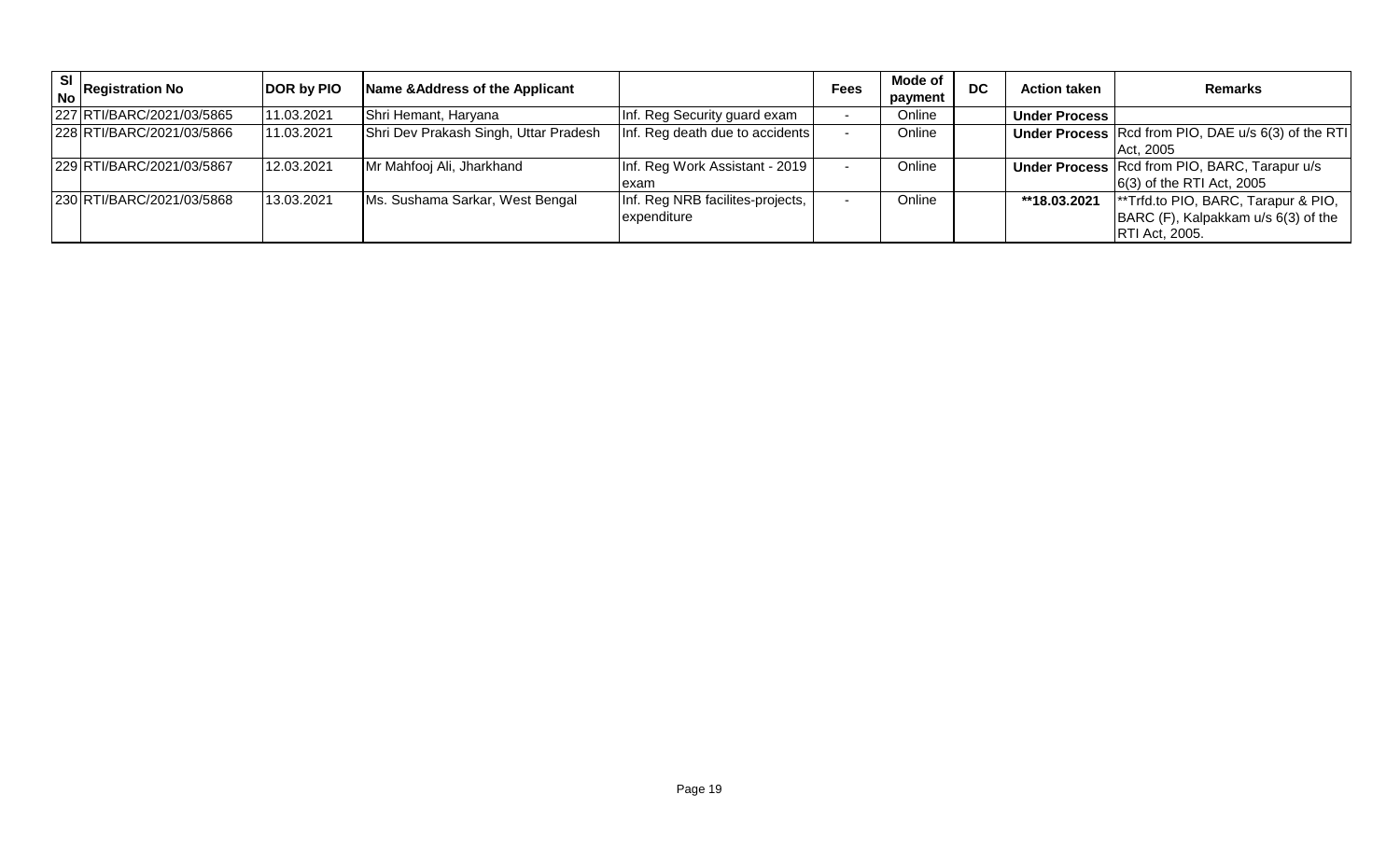| Sl No | Registration No | DOR by PIO | Name &Address of the Applicant | | Fees | Mode of payment | DC | Action taken | Remarks |
|---|---|---|---|---|---|---|---|---|---|
| 227 | RTI/BARC/2021/03/5865 | 11.03.2021 | Shri Hemant, Haryana | Inf. Reg Security guard exam | - | Online | | **Under Process** | |
| 228 | RTI/BARC/2021/03/5866 | 11.03.2021 | Shri Dev Prakash Singh, Uttar Pradesh | Inf. Reg death due to accidents | - | Online | | **Under Process** | Rcd from PIO, DAE u/s 6(3) of the RTI Act, 2005 |
| 229 | RTI/BARC/2021/03/5867 | 12.03.2021 | Mr Mahfooj Ali, Jharkhand | Inf. Reg Work Assistant - 2019 exam | - | Online | | **Under Process** | Rcd from PIO, BARC, Tarapur u/s 6(3) of the RTI Act, 2005 |
| 230 | RTI/BARC/2021/03/5868 | 13.03.2021 | Ms. Sushama Sarkar, West Bengal | Inf. Reg NRB facilites-projects, expenditure | - | Online | | **\*\*18.03.2021** | \*\*Trfd.to PIO, BARC, Tarapur & PIO, BARC (F), Kalpakkam u/s 6(3) of the RTI Act, 2005. |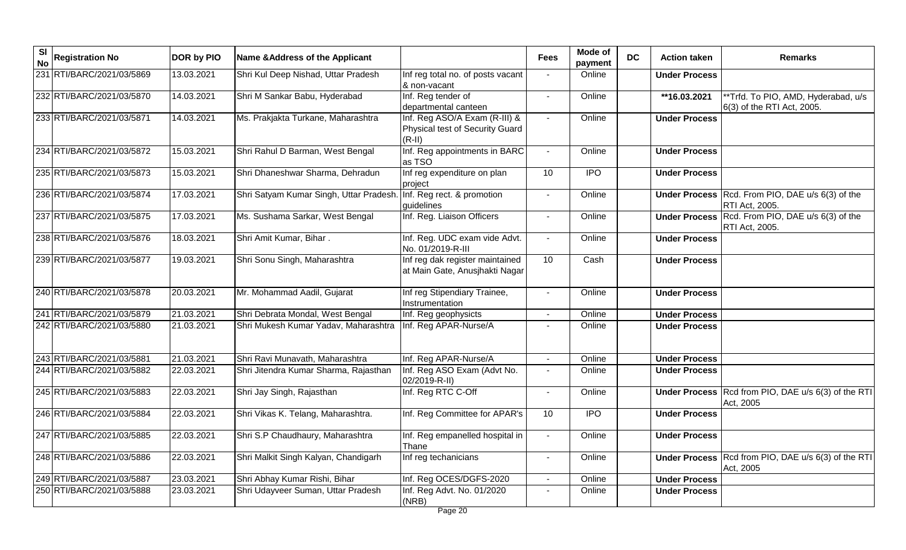| Sl No | Registration No | DOR by PIO | Name &Address of the Applicant | | Fees | Mode of payment | DC | Action taken | Remarks |
|---|---|---|---|---|---|---|---|---|---|
| 231 | RTI/BARC/2021/03/5869 | 13.03.2021 | Shri Kul Deep Nishad, Uttar Pradesh | Inf reg total no. of posts vacant & non-vacant | - | Online | | **Under Process** | |
| 232 | RTI/BARC/2021/03/5870 | 14.03.2021 | Shri M Sankar Babu, Hyderabad | Inf. Reg tender of departmental canteen | - | Online | | **\*\*16.03.2021** | \*\*Trfd. To PIO, AMD, Hyderabad, u/s 6(3) of the RTI Act, 2005. |
| 233 | RTI/BARC/2021/03/5871 | 14.03.2021 | Ms. Prakjakta Turkane, Maharashtra | Inf. Reg ASO/A Exam (R-III) & Physical test of Security Guard (R-II) | - | Online | | **Under Process** | |
| 234 | RTI/BARC/2021/03/5872 | 15.03.2021 | Shri Rahul D Barman, West Bengal | Inf. Reg appointments in BARC as TSO | - | Online | | **Under Process** | |
| 235 | RTI/BARC/2021/03/5873 | 15.03.2021 | Shri Dhaneshwar Sharma, Dehradun | Inf reg expenditure on plan project | 10 | IPO | | **Under Process** | |
| 236 | RTI/BARC/2021/03/5874 | 17.03.2021 | Shri Satyam Kumar Singh, Uttar Pradesh. | Inf. Reg rect. & promotion guidelines | - | Online | | **Under Process** | Rcd. From PIO, DAE u/s 6(3) of the RTI Act, 2005. |
| 237 | RTI/BARC/2021/03/5875 | 17.03.2021 | Ms. Sushama Sarkar, West Bengal | Inf. Reg. Liaison Officers | - | Online | | **Under Process** | Rcd. From PIO, DAE u/s 6(3) of the RTI Act, 2005. |
| 238 | RTI/BARC/2021/03/5876 | 18.03.2021 | Shri Amit Kumar, Bihar . | Inf. Reg. UDC exam vide Advt. No. 01/2019-R-III | - | Online | | **Under Process** | |
| 239 | RTI/BARC/2021/03/5877 | 19.03.2021 | Shri Sonu Singh, Maharashtra | Inf reg dak register maintained at Main Gate, Anusjhakti Nagar | 10 | Cash | | **Under Process** | |
| 240 | RTI/BARC/2021/03/5878 | 20.03.2021 | Mr. Mohammad Aadil, Gujarat | Inf reg Stipendiary Trainee, Instrumentation | - | Online | | **Under Process** | |
| 241 | RTI/BARC/2021/03/5879 | 21.03.2021 | Shri Debrata Mondal, West Bengal | Inf. Reg geophysicts | - | Online | | **Under Process** | |
| 242 | RTI/BARC/2021/03/5880 | 21.03.2021 | Shri Mukesh Kumar Yadav, Maharashtra | Inf. Reg APAR-Nurse/A | - | Online | | **Under Process** | |
| 243 | RTI/BARC/2021/03/5881 | 21.03.2021 | Shri Ravi Munavath, Maharashtra | Inf. Reg APAR-Nurse/A | - | Online | | **Under Process** | |
| 244 | RTI/BARC/2021/03/5882 | 22.03.2021 | Shri Jitendra Kumar Sharma, Rajasthan | Inf. Reg ASO Exam (Advt No. 02/2019-R-II) | - | Online | | **Under Process** | |
| 245 | RTI/BARC/2021/03/5883 | 22.03.2021 | Shri Jay Singh, Rajasthan | Inf. Reg RTC C-Off | - | Online | | **Under Process** | Rcd from PIO, DAE u/s 6(3) of the RTI Act, 2005 |
| 246 | RTI/BARC/2021/03/5884 | 22.03.2021 | Shri Vikas K. Telang, Maharashtra. | Inf. Reg Committee for APAR's | 10 | IPO | | **Under Process** | |
| 247 | RTI/BARC/2021/03/5885 | 22.03.2021 | Shri S.P Chaudhaury, Maharashtra | Inf. Reg empanelled hospital in Thane | - | Online | | **Under Process** | |
| 248 | RTI/BARC/2021/03/5886 | 22.03.2021 | Shri Malkit Singh Kalyan, Chandigarh | Inf reg techanicians | - | Online | | **Under Process** | Rcd from PIO, DAE u/s 6(3) of the RTI Act, 2005 |
| 249 | RTI/BARC/2021/03/5887 | 23.03.2021 | Shri Abhay Kumar Rishi, Bihar | Inf. Reg OCES/DGFS-2020 | - | Online | | **Under Process** | |
| 250 | RTI/BARC/2021/03/5888 | 23.03.2021 | Shri Udayveer Suman, Uttar Pradesh | Inf. Reg Advt. No. 01/2020 (NRB) | - | Online | | **Under Process** | |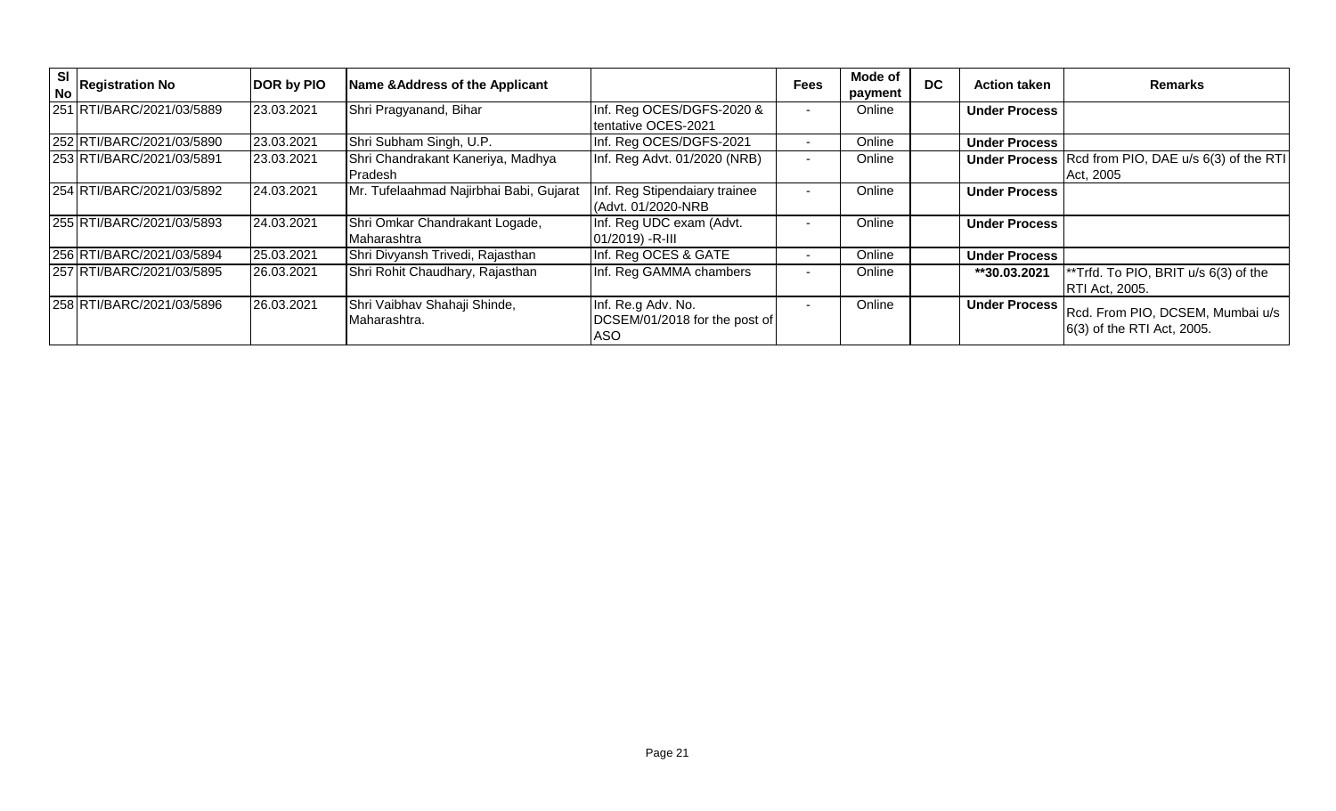| Sl No | Registration No | DOR by PIO | Name &Address of the Applicant | | Fees | Mode of payment | DC | Action taken | Remarks |
|---|---|---|---|---|---|---|---|---|---|
| 251 | RTI/BARC/2021/03/5889 | 23.03.2021 | Shri Pragyanand, Bihar | Inf. Reg OCES/DGFS-2020 & tentative OCES-2021 | - | Online | | **Under Process** | |
| 252 | RTI/BARC/2021/03/5890 | 23.03.2021 | Shri Subham Singh, U.P. | Inf. Reg OCES/DGFS-2021 | - | Online | | **Under Process** | |
| 253 | RTI/BARC/2021/03/5891 | 23.03.2021 | Shri Chandrakant Kaneriya, Madhya Pradesh | Inf. Reg Advt. 01/2020 (NRB) | - | Online | | **Under Process** | Rcd from PIO, DAE u/s 6(3) of the RTI Act, 2005 |
| 254 | RTI/BARC/2021/03/5892 | 24.03.2021 | Mr. Tufelaahmad Najirbhai Babi, Gujarat | Inf. Reg Stipendaiary trainee (Advt. 01/2020-NRB | - | Online | | **Under Process** | |
| 255 | RTI/BARC/2021/03/5893 | 24.03.2021 | Shri Omkar Chandrakant Logade, Maharashtra | Inf. Reg UDC exam (Advt. 01/2019) -R-III | - | Online | | **Under Process** | |
| 256 | RTI/BARC/2021/03/5894 | 25.03.2021 | Shri Divyansh Trivedi, Rajasthan | Inf. Reg OCES & GATE | - | Online | | **Under Process** | |
| 257 | RTI/BARC/2021/03/5895 | 26.03.2021 | Shri Rohit Chaudhary, Rajasthan | Inf. Reg GAMMA chambers | - | Online | | **\*\*30.03.2021** | **Trfd. To PIO, BRIT u/s 6(3) of the RTI Act, 2005. |
| 258 | RTI/BARC/2021/03/5896 | 26.03.2021 | Shri Vaibhav Shahaji Shinde, Maharashtra. | Inf. Re.g Adv. No. DCSEM/01/2018 for the post of ASO | - | Online | | **Under Process** | Rcd. From PIO, DCSEM, Mumbai u/s 6(3) of the RTI Act, 2005. |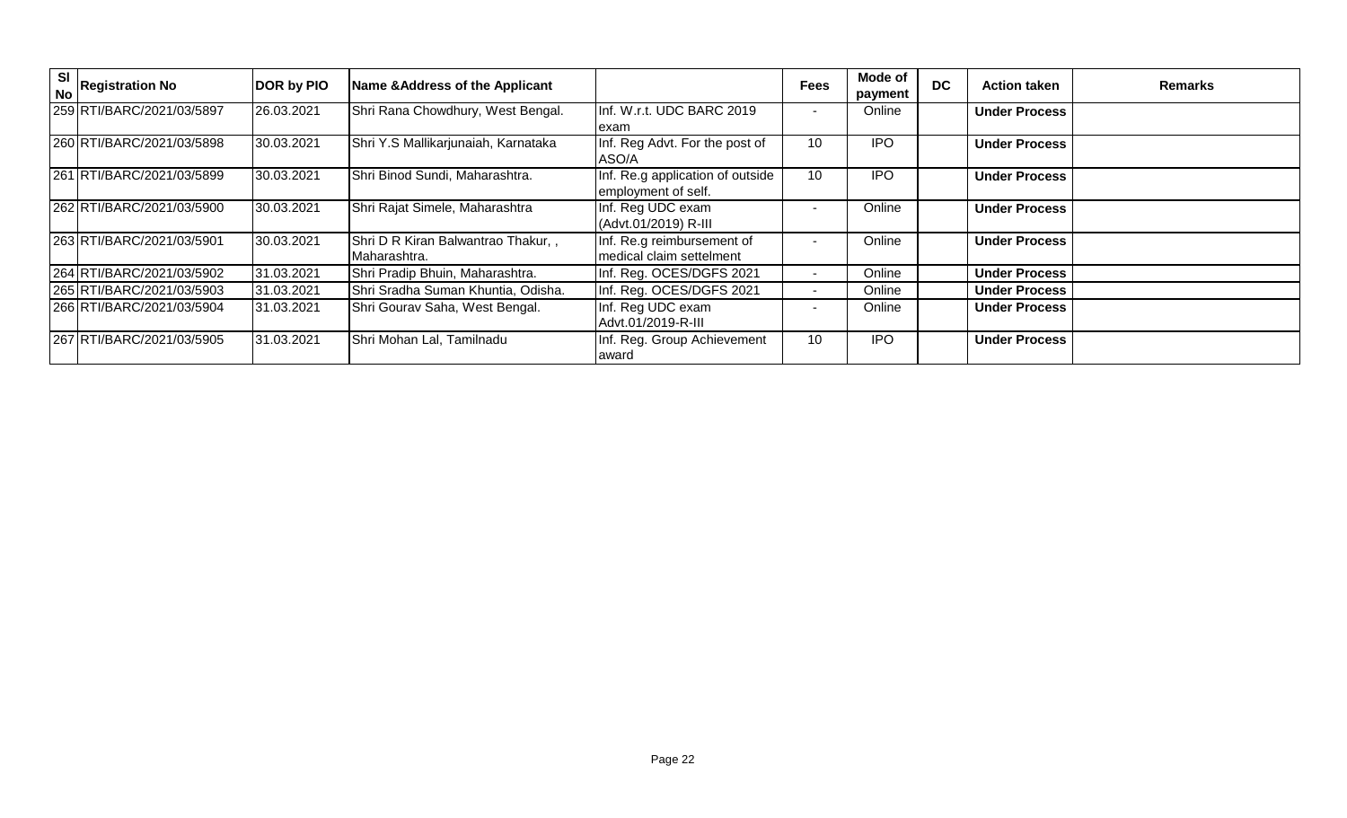| Sl No | Registration No | DOR by PIO | Name &Address of the Applicant | | Fees | Mode of payment | DC | Action taken | Remarks |
|---|---|---|---|---|---|---|---|---|---|
| 259 | RTI/BARC/2021/03/5897 | 26.03.2021 | Shri Rana Chowdhury, West Bengal. | Inf. W.r.t. UDC BARC 2019 exam | - | Online | | **Under Process** | |
| 260 | RTI/BARC/2021/03/5898 | 30.03.2021 | Shri Y.S Mallikarjunaiah, Karnataka | Inf. Reg Advt. For the post of ASO/A | 10 | IPO | | **Under Process** | |
| 261 | RTI/BARC/2021/03/5899 | 30.03.2021 | Shri Binod Sundi, Maharashtra. | Inf. Re.g application of outside employment of self. | 10 | IPO | | **Under Process** | |
| 262 | RTI/BARC/2021/03/5900 | 30.03.2021 | Shri Rajat Simele, Maharashtra | Inf. Reg UDC exam (Advt.01/2019) R-III | - | Online | | **Under Process** | |
| 263 | RTI/BARC/2021/03/5901 | 30.03.2021 | Shri D R Kiran Balwantrao Thakur, , Maharashtra. | Inf. Re.g reimbursement of medical claim settelment | - | Online | | **Under Process** | |
| 264 | RTI/BARC/2021/03/5902 | 31.03.2021 | Shri Pradip Bhuin, Maharashtra. | Inf. Reg. OCES/DGFS 2021 | - | Online | | **Under Process** | |
| 265 | RTI/BARC/2021/03/5903 | 31.03.2021 | Shri Sradha Suman Khuntia, Odisha. | Inf. Reg. OCES/DGFS 2021 | - | Online | | **Under Process** | |
| 266 | RTI/BARC/2021/03/5904 | 31.03.2021 | Shri Gourav Saha, West Bengal. | Inf. Reg UDC exam Advt.01/2019-R-III | - | Online | | **Under Process** | |
| 267 | RTI/BARC/2021/03/5905 | 31.03.2021 | Shri Mohan Lal, Tamilnadu | Inf. Reg. Group Achievement award | 10 | IPO | | **Under Process** | |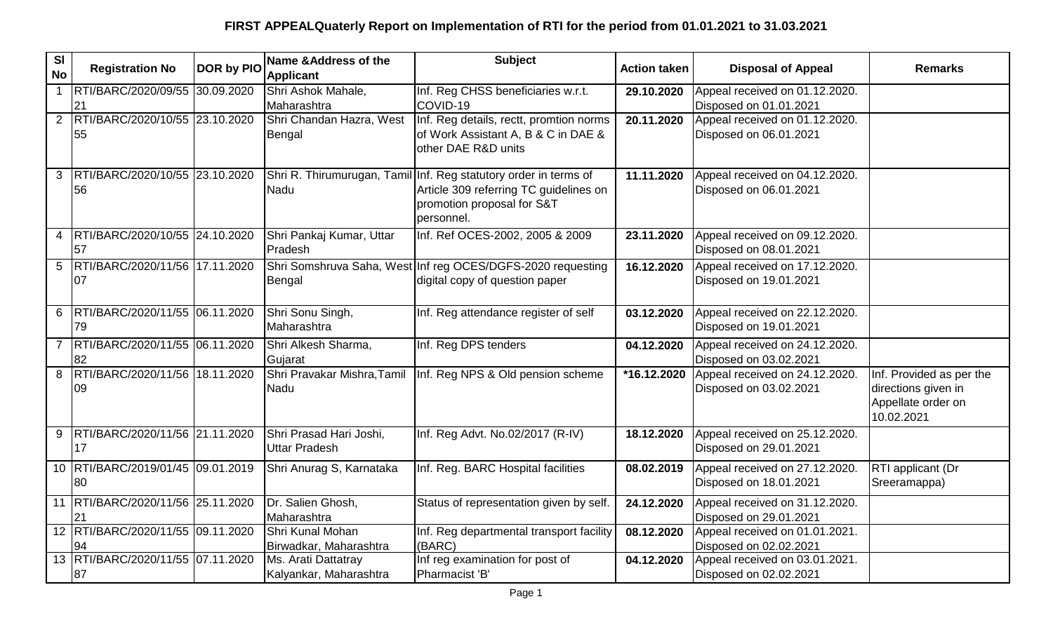# FIRST APPEALQuaterly Report on Implementation of RTI for the period from 01.01.2021 to 31.03.2021

| Sl No | Registration No | DOR by PIO | Name &Address of the Applicant | Subject | Action taken | Disposal of Appeal | Remarks |
|---|---|---|---|---|---|---|---|
| 1 | RTI/BARC/2020/09/5521 | 30.09.2020 | Shri Ashok Mahale, Maharashtra | Inf. Reg CHSS beneficiaries w.r.t. COVID-19 | **29.10.2020** | Appeal received on 01.12.2020. Disposed on 01.01.2021 | |
| 2 | RTI/BARC/2020/10/5555 | 23.10.2020 | Shri Chandan Hazra, West Bengal | Inf. Reg details, rectt, promtion norms of Work Assistant A, B & C in DAE & other DAE R&D units | **20.11.2020** | Appeal received on 01.12.2020. Disposed on 06.01.2021 | |
| 3 | RTI/BARC/2020/10/5556 | 23.10.2020 | Shri R. Thirumurugan, Tamil Nadu | Inf. Reg statutory order in terms of Article 309 referring TC guidelines on promotion proposal for S&T personnel. | **11.11.2020** | Appeal received on 04.12.2020. Disposed on 06.01.2021 | |
| 4 | RTI/BARC/2020/10/5557 | 24.10.2020 | Shri Pankaj Kumar, Uttar Pradesh | Inf. Ref OCES-2002, 2005 & 2009 | **23.11.2020** | Appeal received on 09.12.2020. Disposed on 08.01.2021 | |
| 5 | RTI/BARC/2020/11/5607 | 17.11.2020 | Shri Somshruva Saha, West Bengal | Inf reg OCES/DGFS-2020 requesting digital copy of question paper | **16.12.2020** | Appeal received on 17.12.2020. Disposed on 19.01.2021 | |
| 6 | RTI/BARC/2020/11/5579 | 06.11.2020 | Shri Sonu Singh, Maharashtra | Inf. Reg attendance register of self | **03.12.2020** | Appeal received on 22.12.2020. Disposed on 19.01.2021 | |
| 7 | RTI/BARC/2020/11/5582 | 06.11.2020 | Shri Alkesh Sharma, Gujarat | Inf. Reg DPS tenders | **04.12.2020** | Appeal received on 24.12.2020. Disposed on 03.02.2021 | |
| 8 | RTI/BARC/2020/11/5609 | 18.11.2020 | Shri Pravakar Mishra,Tamil Nadu | Inf. Reg NPS & Old pension scheme | ***16.12.2020** | Appeal received on 24.12.2020. Disposed on 03.02.2021 | Inf. Provided as per the directions given in Appellate order on 10.02.2021 |
| 9 | RTI/BARC/2020/11/5617 | 21.11.2020 | Shri Prasad Hari Joshi, Uttar Pradesh | Inf. Reg Advt. No.02/2017 (R-IV) | **18.12.2020** | Appeal received on 25.12.2020. Disposed on 29.01.2021 | |
| 10 | RTI/BARC/2019/01/4580 | 09.01.2019 | Shri Anurag S, Karnataka | Inf. Reg. BARC Hospital facilities | **08.02.2019** | Appeal received on 27.12.2020. Disposed on 18.01.2021 | RTI applicant (Dr Sreeramappa) |
| 11 | RTI/BARC/2020/11/5621 | 25.11.2020 | Dr. Salien Ghosh, Maharashtra | Status of representation given by self. | **24.12.2020** | Appeal received on 31.12.2020. Disposed on 29.01.2021 | |
| 12 | RTI/BARC/2020/11/5594 | 09.11.2020 | Shri Kunal Mohan Birwadkar, Maharashtra | Inf. Reg departmental transport facility (BARC) | **08.12.2020** | Appeal received on 01.01.2021. Disposed on 02.02.2021 | |
| 13 | RTI/BARC/2020/11/5587 | 07.11.2020 | Ms. Arati Dattatray Kalyankar, Maharashtra | Inf reg examination for post of Pharmacist 'B' | **04.12.2020** | Appeal received on 03.01.2021. Disposed on 02.02.2021 | |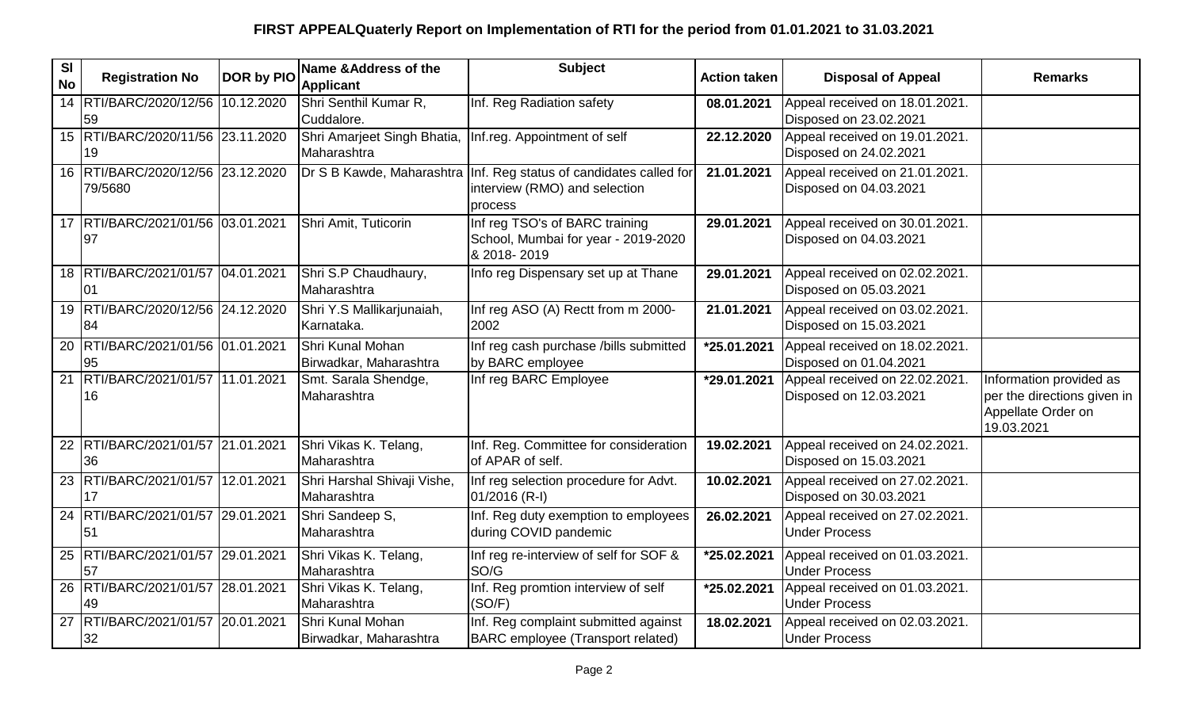# FIRST APPEALQuaterly Report on Implementation of RTI for the period from 01.01.2021 to 31.03.2021

| Sl No | Registration No | DOR by PIO | Name &Address of the Applicant | Subject | Action taken | Disposal of Appeal | Remarks |
|---|---|---|---|---|---|---|---|
| 14 | RTI/BARC/2020/12/5659 | 10.12.2020 | Shri Senthil Kumar R, Cuddalore. | Inf. Reg Radiation safety | **08.01.2021** | Appeal received on 18.01.2021. Disposed on 23.02.2021 | |
| 15 | RTI/BARC/2020/11/5619 | 23.11.2020 | Shri Amarjeet Singh Bhatia, Maharashtra | Inf.reg. Appointment of self | **22.12.2020** | Appeal received on 19.01.2021. Disposed on 24.02.2021 | |
| 16 | RTI/BARC/2020/12/5679/5680 | 23.12.2020 | Dr S B Kawde, Maharashtra | Inf. Reg status of candidates called for interview (RMO) and selection process | **21.01.2021** | Appeal received on 21.01.2021. Disposed on 04.03.2021 | |
| 17 | RTI/BARC/2021/01/5697 | 03.01.2021 | Shri Amit, Tuticorin | Inf reg TSO's of BARC training School, Mumbai for year - 2019-2020 & 2018- 2019 | **29.01.2021** | Appeal received on 30.01.2021. Disposed on 04.03.2021 | |
| 18 | RTI/BARC/2021/01/5701 | 04.01.2021 | Shri S.P Chaudhaury, Maharashtra | Info reg Dispensary set up at Thane | **29.01.2021** | Appeal received on 02.02.2021. Disposed on 05.03.2021 | |
| 19 | RTI/BARC/2020/12/5684 | 24.12.2020 | Shri Y.S Mallikarjunaiah, Karnataka. | Inf reg ASO (A) Rectt from m 2000-2002 | **21.01.2021** | Appeal received on 03.02.2021. Disposed on 15.03.2021 | |
| 20 | RTI/BARC/2021/01/5695 | 01.01.2021 | Shri Kunal Mohan Birwadkar, Maharashtra | Inf reg cash purchase /bills submitted by BARC employee | **\*25.01.2021** | Appeal received on 18.02.2021. Disposed on 01.04.2021 | |
| 21 | RTI/BARC/2021/01/5716 | 11.01.2021 | Smt. Sarala Shendge, Maharashtra | Inf reg BARC Employee | **\*29.01.2021** | Appeal received on 22.02.2021. Disposed on 12.03.2021 | Information provided as per the directions given in Appellate Order on 19.03.2021 |
| 22 | RTI/BARC/2021/01/5736 | 21.01.2021 | Shri Vikas K. Telang, Maharashtra | Inf. Reg. Committee for consideration of APAR of self. | **19.02.2021** | Appeal received on 24.02.2021. Disposed on 15.03.2021 | |
| 23 | RTI/BARC/2021/01/5717 | 12.01.2021 | Shri Harshal Shivaji Vishe, Maharashtra | Inf reg selection procedure for Advt. 01/2016 (R-I) | **10.02.2021** | Appeal received on 27.02.2021. Disposed on 30.03.2021 | |
| 24 | RTI/BARC/2021/01/5751 | 29.01.2021 | Shri Sandeep S, Maharashtra | Inf. Reg duty exemption to employees during COVID pandemic | **26.02.2021** | Appeal received on 27.02.2021. Under Process | |
| 25 | RTI/BARC/2021/01/5757 | 29.01.2021 | Shri Vikas K. Telang, Maharashtra | Inf reg re-interview of self for SOF & SO/G | **\*25.02.2021** | Appeal received on 01.03.2021. Under Process | |
| 26 | RTI/BARC/2021/01/5749 | 28.01.2021 | Shri Vikas K. Telang, Maharashtra | Inf. Reg promtion interview of self (SO/F) | **\*25.02.2021** | Appeal received on 01.03.2021. Under Process | |
| 27 | RTI/BARC/2021/01/5732 | 20.01.2021 | Shri Kunal Mohan Birwadkar, Maharashtra | Inf. Reg complaint submitted against BARC employee (Transport related) | **18.02.2021** | Appeal received on 02.03.2021. Under Process | |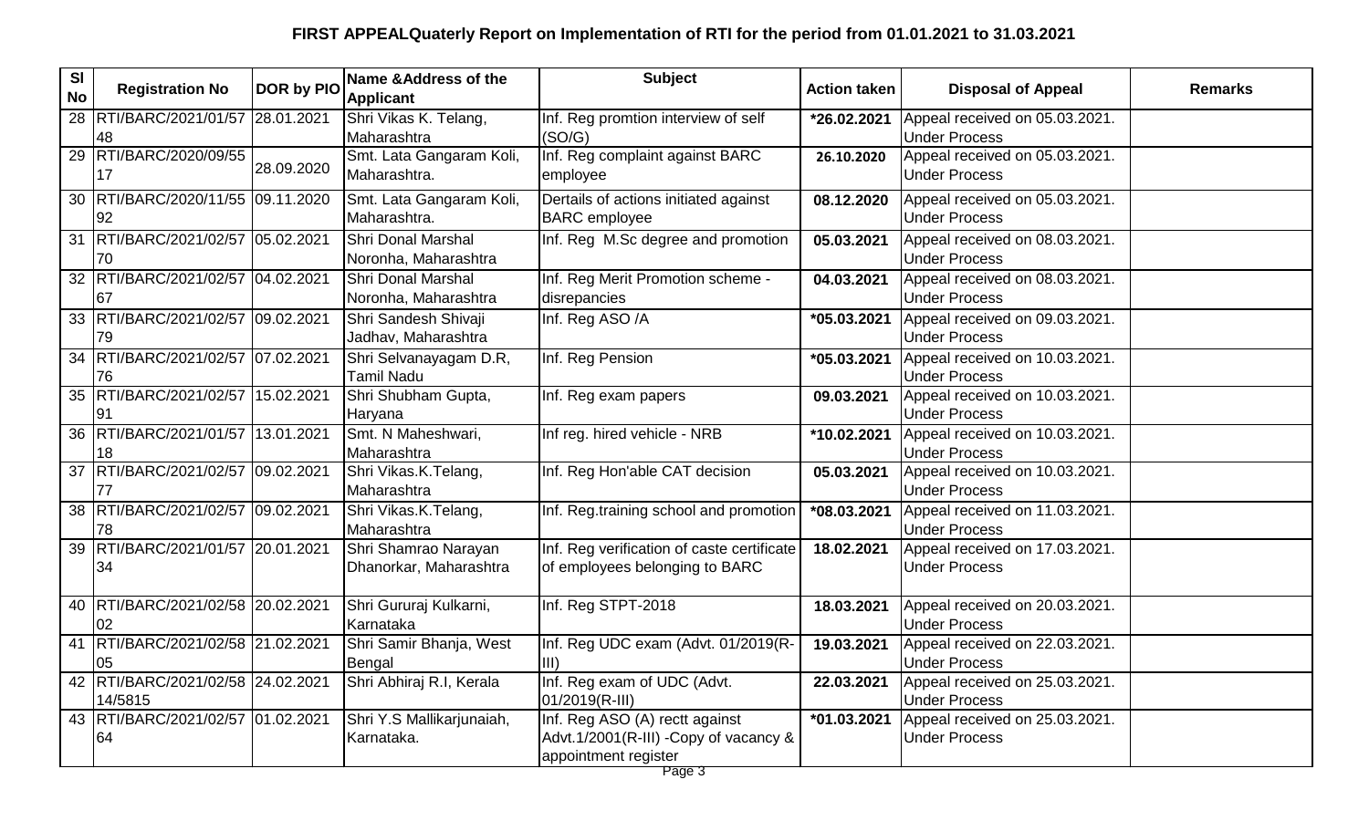# FIRST APPEALQuaterly Report on Implementation of RTI for the period from 01.01.2021 to 31.03.2021

| Sl No | Registration No | DOR by PIO | Name &Address of the Applicant | Subject | Action taken | Disposal of Appeal | Remarks |
|---|---|---|---|---|---|---|---|
| 28 | RTI/BARC/2021/01/5748 | 28.01.2021 | Shri Vikas K. Telang, Maharashtra | Inf. Reg promtion interview of self (SO/G) | *26.02.2021 | Appeal received on 05.03.2021. Under Process | |
| 29 | RTI/BARC/2020/09/5517 | 28.09.2020 | Smt. Lata Gangaram Koli, Maharashtra. | Inf. Reg complaint against BARC employee | 26.10.2020 | Appeal received on 05.03.2021. Under Process | |
| 30 | RTI/BARC/2020/11/5592 | 09.11.2020 | Smt. Lata Gangaram Koli, Maharashtra. | Dertails of actions initiated against BARC employee | 08.12.2020 | Appeal received on 05.03.2021. Under Process | |
| 31 | RTI/BARC/2021/02/5770 | 05.02.2021 | Shri Donal Marshal Noronha, Maharashtra | Inf. Reg M.Sc degree and promotion | 05.03.2021 | Appeal received on 08.03.2021. Under Process | |
| 32 | RTI/BARC/2021/02/5767 | 04.02.2021 | Shri Donal Marshal Noronha, Maharashtra | Inf. Reg Merit Promotion scheme - disrepancies | 04.03.2021 | Appeal received on 08.03.2021. Under Process | |
| 33 | RTI/BARC/2021/02/5779 | 09.02.2021 | Shri Sandesh Shivaji Jadhav, Maharashtra | Inf. Reg ASO /A | *05.03.2021 | Appeal received on 09.03.2021. Under Process | |
| 34 | RTI/BARC/2021/02/5776 | 07.02.2021 | Shri Selvanayagam D.R, Tamil Nadu | Inf. Reg Pension | *05.03.2021 | Appeal received on 10.03.2021. Under Process | |
| 35 | RTI/BARC/2021/02/5791 | 15.02.2021 | Shri Shubham Gupta, Haryana | Inf. Reg exam papers | 09.03.2021 | Appeal received on 10.03.2021. Under Process | |
| 36 | RTI/BARC/2021/01/5718 | 13.01.2021 | Smt. N Maheshwari, Maharashtra | Inf reg. hired vehicle - NRB | *10.02.2021 | Appeal received on 10.03.2021. Under Process | |
| 37 | RTI/BARC/2021/02/5777 | 09.02.2021 | Shri Vikas.K.Telang, Maharashtra | Inf. Reg Hon'able CAT decision | 05.03.2021 | Appeal received on 10.03.2021. Under Process | |
| 38 | RTI/BARC/2021/02/5778 | 09.02.2021 | Shri Vikas.K.Telang, Maharashtra | Inf. Reg.training school and promotion | *08.03.2021 | Appeal received on 11.03.2021. Under Process | |
| 39 | RTI/BARC/2021/01/5734 | 20.01.2021 | Shri Shamrao Narayan Dhanorkar, Maharashtra | Inf. Reg verification of caste certificate of employees belonging to BARC | 18.02.2021 | Appeal received on 17.03.2021. Under Process | |
| 40 | RTI/BARC/2021/02/5802 | 20.02.2021 | Shri Gururaj Kulkarni, Karnataka | Inf. Reg STPT-2018 | 18.03.2021 | Appeal received on 20.03.2021. Under Process | |
| 41 | RTI/BARC/2021/02/5805 | 21.02.2021 | Shri Samir Bhanja, West Bengal | Inf. Reg UDC exam (Advt. 01/2019(R-III) | 19.03.2021 | Appeal received on 22.03.2021. Under Process | |
| 42 | RTI/BARC/2021/02/5814/5815 | 24.02.2021 | Shri Abhiraj R.I, Kerala | Inf. Reg exam of UDC (Advt. 01/2019(R-III) | 22.03.2021 | Appeal received on 25.03.2021. Under Process | |
| 43 | RTI/BARC/2021/02/5764 | 01.02.2021 | Shri Y.S Mallikarjunaiah, Karnataka. | Inf. Reg ASO (A) rectt against Advt.1/2001(R-III) -Copy of vacancy & appointment register | *01.03.2021 | Appeal received on 25.03.2021. Under Process | |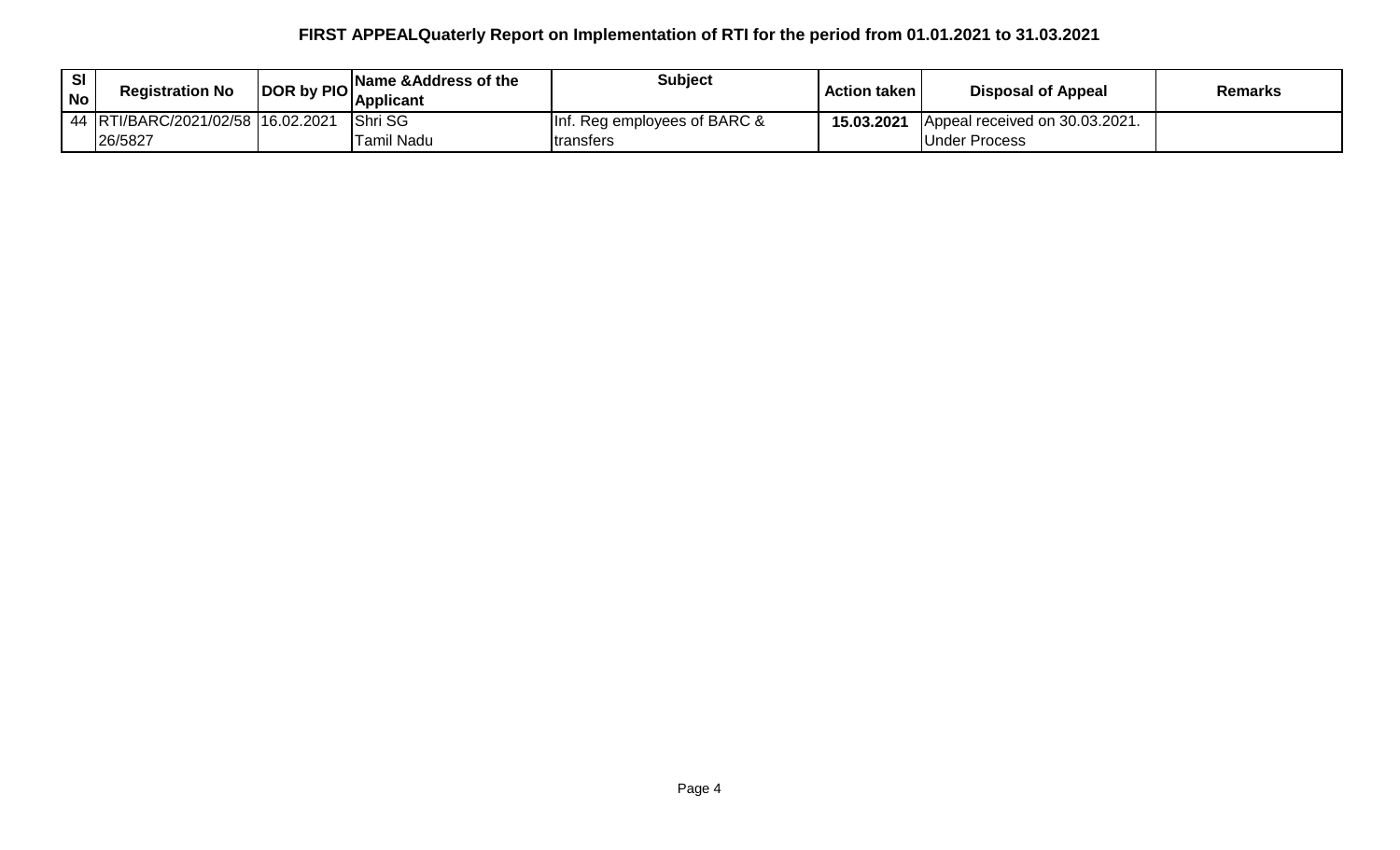# FIRST APPEALQuaterly Report on Implementation of RTI for the period from 01.01.2021 to 31.03.2021

| Sl No | Registration No | DOR by PIO | Name &Address of the Applicant | Subject | Action taken | Disposal of Appeal | Remarks |
|---|---|---|---|---|---|---|---|
| 44 | RTI/BARC/2021/02/58 26/5827 | 16.02.2021 | Shri SG Tamil Nadu | Inf. Reg employees of BARC & transfers | **15.03.2021** | Appeal received on 30.03.2021. Under Process | |